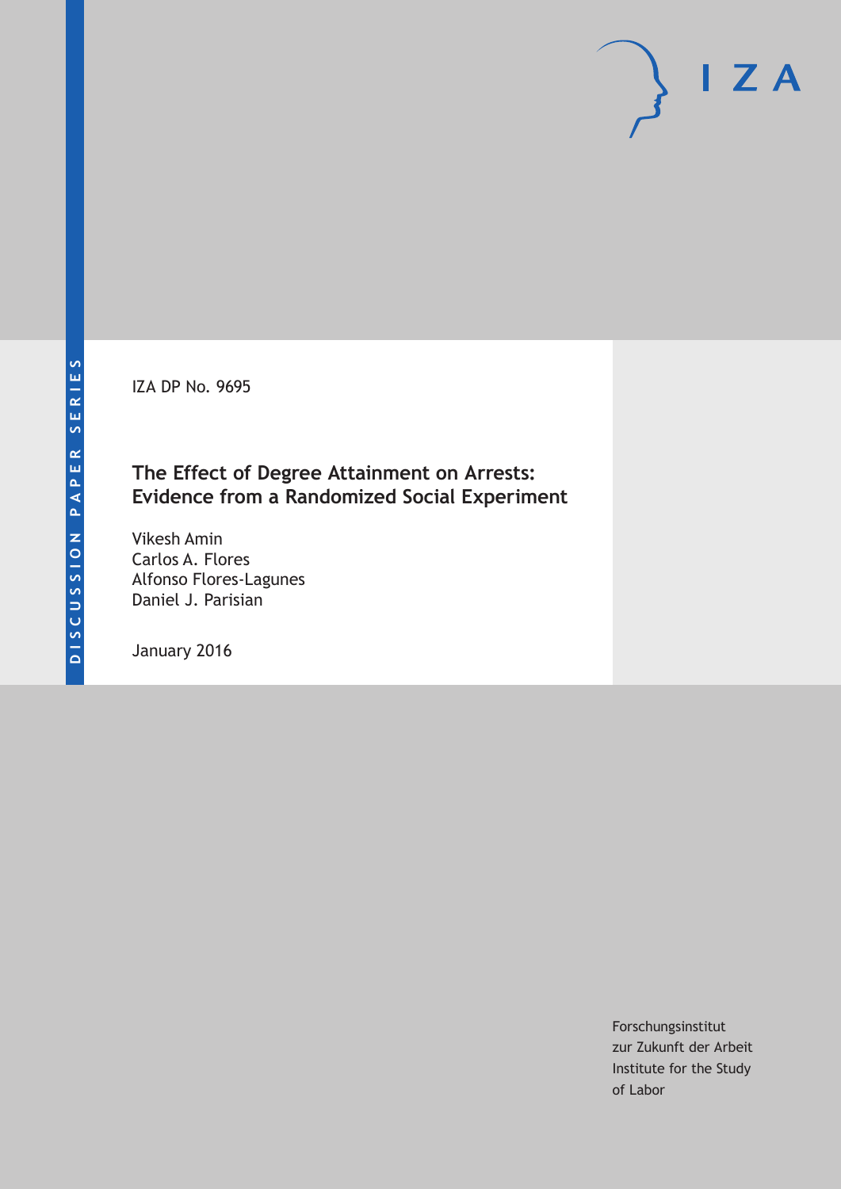DISCUSSION PAPER SERIES

IZA

IZA DP No. 9695

# The Effect of Degree Attainment on Arrests: Evidence from a Randomized Social Experiment

Vikesh Amin
Carlos A. Flores
Alfonso Flores-Lagunes
Daniel J. Parisian

January 2016

Forschungsinstitut
zur Zukunft der Arbeit
Institute for the Study
of Labor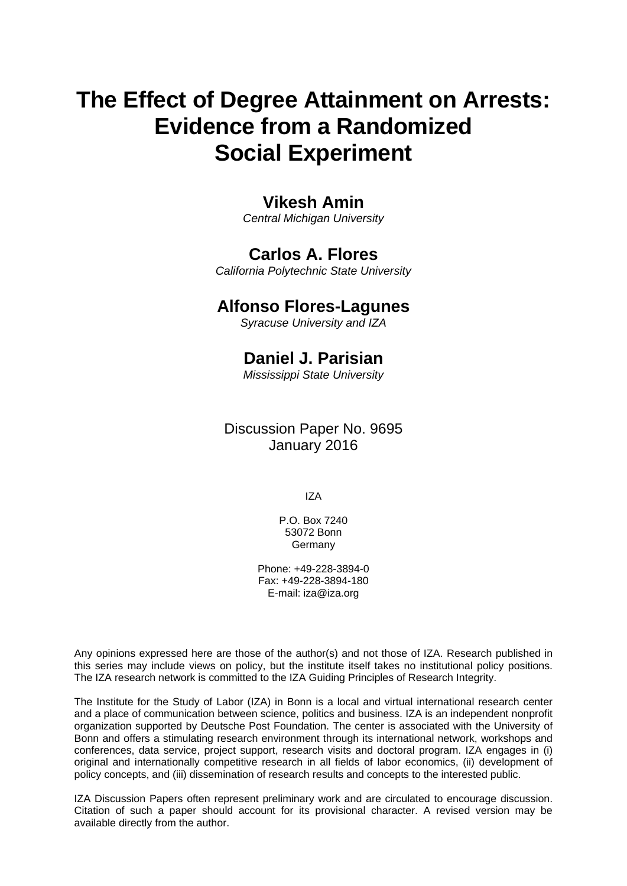# The Effect of Degree Attainment on Arrests: Evidence from a Randomized Social Experiment

## Vikesh Amin

*Central Michigan University*

## Carlos A. Flores

*California Polytechnic State University*

## Alfonso Flores-Lagunes

*Syracuse University and IZA*

## Daniel J. Parisian

*Mississippi State University*

Discussion Paper No. 9695
January 2016

IZA

P.O. Box 7240
53072 Bonn
Germany

Phone: +49-228-3894-0
Fax: +49-228-3894-180
E-mail: iza@iza.org

Any opinions expressed here are those of the author(s) and not those of IZA. Research published in this series may include views on policy, but the institute itself takes no institutional policy positions. The IZA research network is committed to the IZA Guiding Principles of Research Integrity.

The Institute for the Study of Labor (IZA) in Bonn is a local and virtual international research center and a place of communication between science, politics and business. IZA is an independent nonprofit organization supported by Deutsche Post Foundation. The center is associated with the University of Bonn and offers a stimulating research environment through its international network, workshops and conferences, data service, project support, research visits and doctoral program. IZA engages in (i) original and internationally competitive research in all fields of labor economics, (ii) development of policy concepts, and (iii) dissemination of research results and concepts to the interested public.

IZA Discussion Papers often represent preliminary work and are circulated to encourage discussion. Citation of such a paper should account for its provisional character. A revised version may be available directly from the author.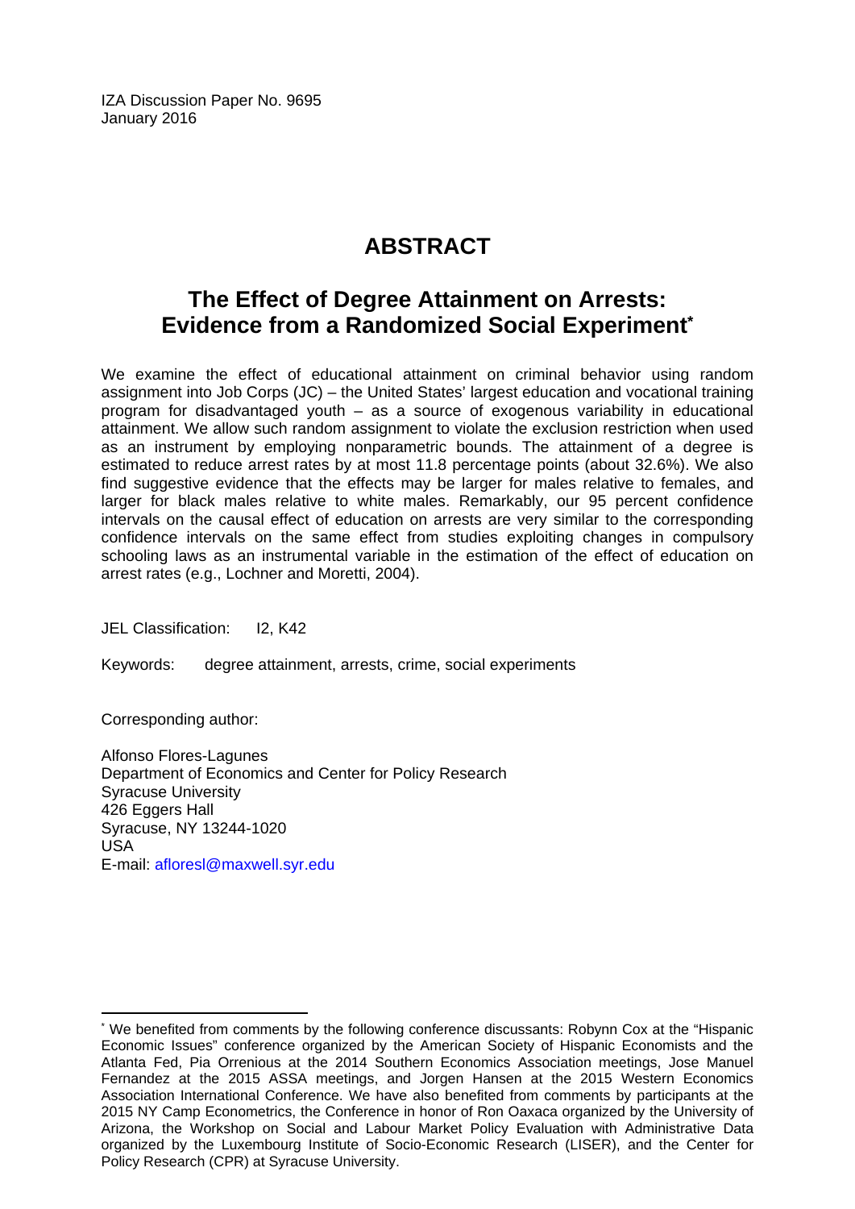IZA Discussion Paper No. 9695
January 2016

# ABSTRACT

## The Effect of Degree Attainment on Arrests: Evidence from a Randomized Social Experiment*

We examine the effect of educational attainment on criminal behavior using random assignment into Job Corps (JC) – the United States' largest education and vocational training program for disadvantaged youth – as a source of exogenous variability in educational attainment. We allow such random assignment to violate the exclusion restriction when used as an instrument by employing nonparametric bounds. The attainment of a degree is estimated to reduce arrest rates by at most 11.8 percentage points (about 32.6%). We also find suggestive evidence that the effects may be larger for males relative to females, and larger for black males relative to white males. Remarkably, our 95 percent confidence intervals on the causal effect of education on arrests are very similar to the corresponding confidence intervals on the same effect from studies exploiting changes in compulsory schooling laws as an instrumental variable in the estimation of the effect of education on arrest rates (e.g., Lochner and Moretti, 2004).

JEL Classification: I2, K42

Keywords: degree attainment, arrests, crime, social experiments

Corresponding author:

Alfonso Flores-Lagunes
Department of Economics and Center for Policy Research
Syracuse University
426 Eggers Hall
Syracuse, NY 13244-1020
USA
E-mail: afloresl@maxwell.syr.edu

---

* We benefited from comments by the following conference discussants: Robynn Cox at the "Hispanic Economic Issues" conference organized by the American Society of Hispanic Economists and the Atlanta Fed, Pia Orrenious at the 2014 Southern Economics Association meetings, Jose Manuel Fernandez at the 2015 ASSA meetings, and Jorgen Hansen at the 2015 Western Economics Association International Conference. We have also benefited from comments by participants at the 2015 NY Camp Econometrics, the Conference in honor of Ron Oaxaca organized by the University of Arizona, the Workshop on Social and Labour Market Policy Evaluation with Administrative Data organized by the Luxembourg Institute of Socio-Economic Research (LISER), and the Center for Policy Research (CPR) at Syracuse University.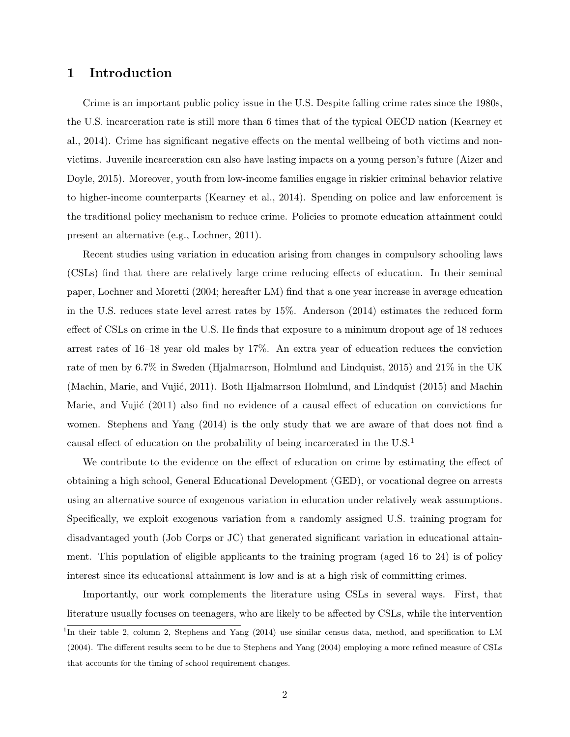# 1 Introduction

Crime is an important public policy issue in the U.S. Despite falling crime rates since the 1980s, the U.S. incarceration rate is still more than 6 times that of the typical OECD nation (Kearney et al., 2014). Crime has significant negative effects on the mental wellbeing of both victims and non-victims. Juvenile incarceration can also have lasting impacts on a young person's future (Aizer and Doyle, 2015). Moreover, youth from low-income families engage in riskier criminal behavior relative to higher-income counterparts (Kearney et al., 2014). Spending on police and law enforcement is the traditional policy mechanism to reduce crime. Policies to promote education attainment could present an alternative (e.g., Lochner, 2011).

Recent studies using variation in education arising from changes in compulsory schooling laws (CSLs) find that there are relatively large crime reducing effects of education. In their seminal paper, Lochner and Moretti (2004; hereafter LM) find that a one year increase in average education in the U.S. reduces state level arrest rates by 15%. Anderson (2014) estimates the reduced form effect of CSLs on crime in the U.S. He finds that exposure to a minimum dropout age of 18 reduces arrest rates of 16–18 year old males by 17%. An extra year of education reduces the conviction rate of men by 6.7% in Sweden (Hjalmarrson, Holmlund and Lindquist, 2015) and 21% in the UK (Machin, Marie, and Vujić, 2011). Both Hjalmarrson Holmlund, and Lindquist (2015) and Machin Marie, and Vujić (2011) also find no evidence of a causal effect of education on convictions for women. Stephens and Yang (2014) is the only study that we are aware of that does not find a causal effect of education on the probability of being incarcerated in the U.S.[1]

We contribute to the evidence on the effect of education on crime by estimating the effect of obtaining a high school, General Educational Development (GED), or vocational degree on arrests using an alternative source of exogenous variation in education under relatively weak assumptions. Specifically, we exploit exogenous variation from a randomly assigned U.S. training program for disadvantaged youth (Job Corps or JC) that generated significant variation in educational attainment. This population of eligible applicants to the training program (aged 16 to 24) is of policy interest since its educational attainment is low and is at a high risk of committing crimes.

Importantly, our work complements the literature using CSLs in several ways. First, that literature usually focuses on teenagers, who are likely to be affected by CSLs, while the intervention

[1] In their table 2, column 2, Stephens and Yang (2014) use similar census data, method, and specification to LM (2004). The different results seem to be due to Stephens and Yang (2004) employing a more refined measure of CSLs that accounts for the timing of school requirement changes.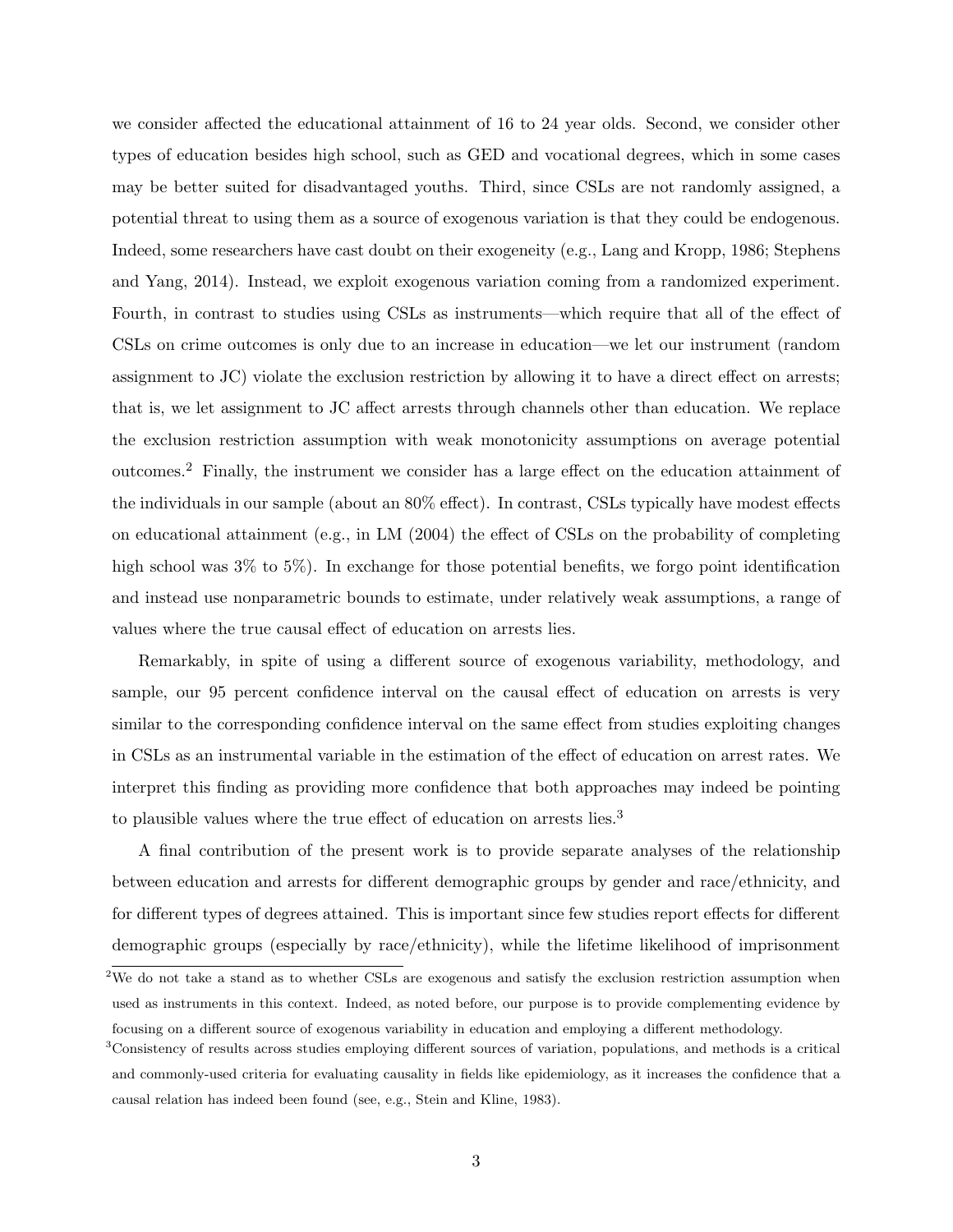we consider affected the educational attainment of 16 to 24 year olds. Second, we consider other types of education besides high school, such as GED and vocational degrees, which in some cases may be better suited for disadvantaged youths. Third, since CSLs are not randomly assigned, a potential threat to using them as a source of exogenous variation is that they could be endogenous. Indeed, some researchers have cast doubt on their exogeneity (e.g., Lang and Kropp, 1986; Stephens and Yang, 2014). Instead, we exploit exogenous variation coming from a randomized experiment. Fourth, in contrast to studies using CSLs as instruments—which require that all of the effect of CSLs on crime outcomes is only due to an increase in education—we let our instrument (random assignment to JC) violate the exclusion restriction by allowing it to have a direct effect on arrests; that is, we let assignment to JC affect arrests through channels other than education. We replace the exclusion restriction assumption with weak monotonicity assumptions on average potential outcomes.[2] Finally, the instrument we consider has a large effect on the education attainment of the individuals in our sample (about an 80% effect). In contrast, CSLs typically have modest effects on educational attainment (e.g., in LM (2004) the effect of CSLs on the probability of completing high school was 3% to 5%). In exchange for those potential benefits, we forgo point identification and instead use nonparametric bounds to estimate, under relatively weak assumptions, a range of values where the true causal effect of education on arrests lies.

Remarkably, in spite of using a different source of exogenous variability, methodology, and sample, our 95 percent confidence interval on the causal effect of education on arrests is very similar to the corresponding confidence interval on the same effect from studies exploiting changes in CSLs as an instrumental variable in the estimation of the effect of education on arrest rates. We interpret this finding as providing more confidence that both approaches may indeed be pointing to plausible values where the true effect of education on arrests lies.[3]

A final contribution of the present work is to provide separate analyses of the relationship between education and arrests for different demographic groups by gender and race/ethnicity, and for different types of degrees attained. This is important since few studies report effects for different demographic groups (especially by race/ethnicity), while the lifetime likelihood of imprisonment

[2] We do not take a stand as to whether CSLs are exogenous and satisfy the exclusion restriction assumption when used as instruments in this context. Indeed, as noted before, our purpose is to provide complementing evidence by focusing on a different source of exogenous variability in education and employing a different methodology.

[3] Consistency of results across studies employing different sources of variation, populations, and methods is a critical and commonly-used criteria for evaluating causality in fields like epidemiology, as it increases the confidence that a causal relation has indeed been found (see, e.g., Stein and Kline, 1983).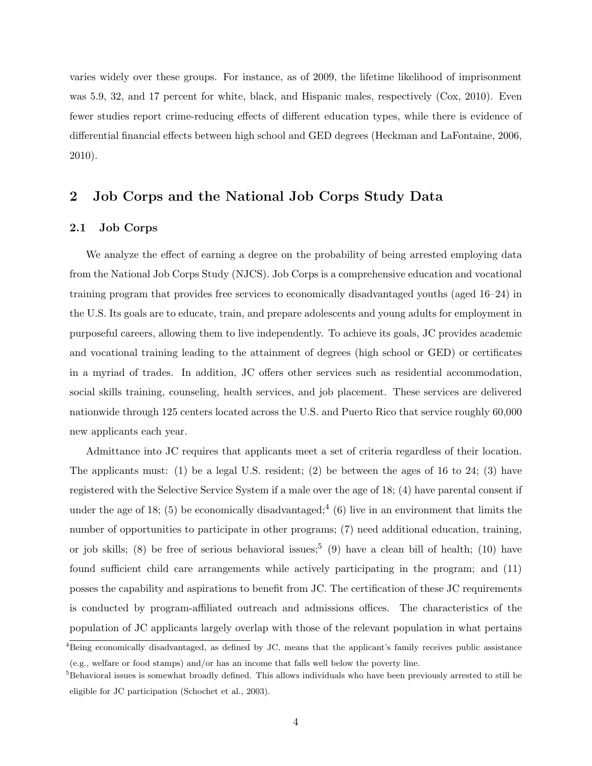varies widely over these groups. For instance, as of 2009, the lifetime likelihood of imprisonment was 5.9, 32, and 17 percent for white, black, and Hispanic males, respectively (Cox, 2010). Even fewer studies report crime-reducing effects of different education types, while there is evidence of differential financial effects between high school and GED degrees (Heckman and LaFontaine, 2006, 2010).

## 2 Job Corps and the National Job Corps Study Data

### 2.1 Job Corps

We analyze the effect of earning a degree on the probability of being arrested employing data from the National Job Corps Study (NJCS). Job Corps is a comprehensive education and vocational training program that provides free services to economically disadvantaged youths (aged 16–24) in the U.S. Its goals are to educate, train, and prepare adolescents and young adults for employment in purposeful careers, allowing them to live independently. To achieve its goals, JC provides academic and vocational training leading to the attainment of degrees (high school or GED) or certificates in a myriad of trades. In addition, JC offers other services such as residential accommodation, social skills training, counseling, health services, and job placement. These services are delivered nationwide through 125 centers located across the U.S. and Puerto Rico that service roughly 60,000 new applicants each year.

Admittance into JC requires that applicants meet a set of criteria regardless of their location. The applicants must: (1) be a legal U.S. resident; (2) be between the ages of 16 to 24; (3) have registered with the Selective Service System if a male over the age of 18; (4) have parental consent if under the age of 18; (5) be economically disadvantaged;[4] (6) live in an environment that limits the number of opportunities to participate in other programs; (7) need additional education, training, or job skills; (8) be free of serious behavioral issues;[5] (9) have a clean bill of health; (10) have found sufficient child care arrangements while actively participating in the program; and (11) posses the capability and aspirations to benefit from JC. The certification of these JC requirements is conducted by program-affiliated outreach and admissions offices. The characteristics of the population of JC applicants largely overlap with those of the relevant population in what pertains

[4] Being economically disadvantaged, as defined by JC, means that the applicant's family receives public assistance (e.g., welfare or food stamps) and/or has an income that falls well below the poverty line.

[5] Behavioral issues is somewhat broadly defined. This allows individuals who have been previously arrested to still be eligible for JC participation (Schochet et al., 2003).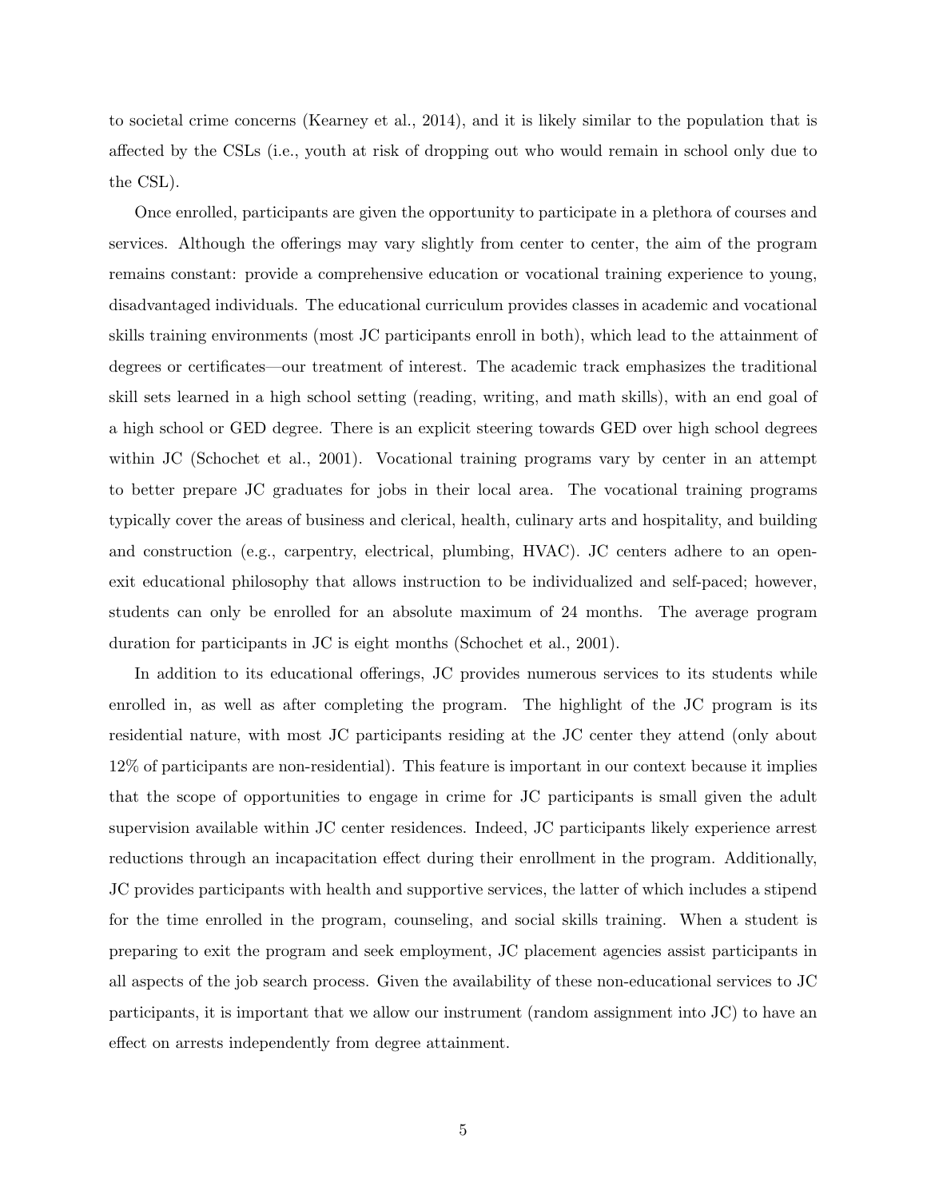to societal crime concerns (Kearney et al., 2014), and it is likely similar to the population that is affected by the CSLs (i.e., youth at risk of dropping out who would remain in school only due to the CSL).

Once enrolled, participants are given the opportunity to participate in a plethora of courses and services. Although the offerings may vary slightly from center to center, the aim of the program remains constant: provide a comprehensive education or vocational training experience to young, disadvantaged individuals. The educational curriculum provides classes in academic and vocational skills training environments (most JC participants enroll in both), which lead to the attainment of degrees or certificates—our treatment of interest. The academic track emphasizes the traditional skill sets learned in a high school setting (reading, writing, and math skills), with an end goal of a high school or GED degree. There is an explicit steering towards GED over high school degrees within JC (Schochet et al., 2001). Vocational training programs vary by center in an attempt to better prepare JC graduates for jobs in their local area. The vocational training programs typically cover the areas of business and clerical, health, culinary arts and hospitality, and building and construction (e.g., carpentry, electrical, plumbing, HVAC). JC centers adhere to an open-exit educational philosophy that allows instruction to be individualized and self-paced; however, students can only be enrolled for an absolute maximum of 24 months. The average program duration for participants in JC is eight months (Schochet et al., 2001).

In addition to its educational offerings, JC provides numerous services to its students while enrolled in, as well as after completing the program. The highlight of the JC program is its residential nature, with most JC participants residing at the JC center they attend (only about 12% of participants are non-residential). This feature is important in our context because it implies that the scope of opportunities to engage in crime for JC participants is small given the adult supervision available within JC center residences. Indeed, JC participants likely experience arrest reductions through an incapacitation effect during their enrollment in the program. Additionally, JC provides participants with health and supportive services, the latter of which includes a stipend for the time enrolled in the program, counseling, and social skills training. When a student is preparing to exit the program and seek employment, JC placement agencies assist participants in all aspects of the job search process. Given the availability of these non-educational services to JC participants, it is important that we allow our instrument (random assignment into JC) to have an effect on arrests independently from degree attainment.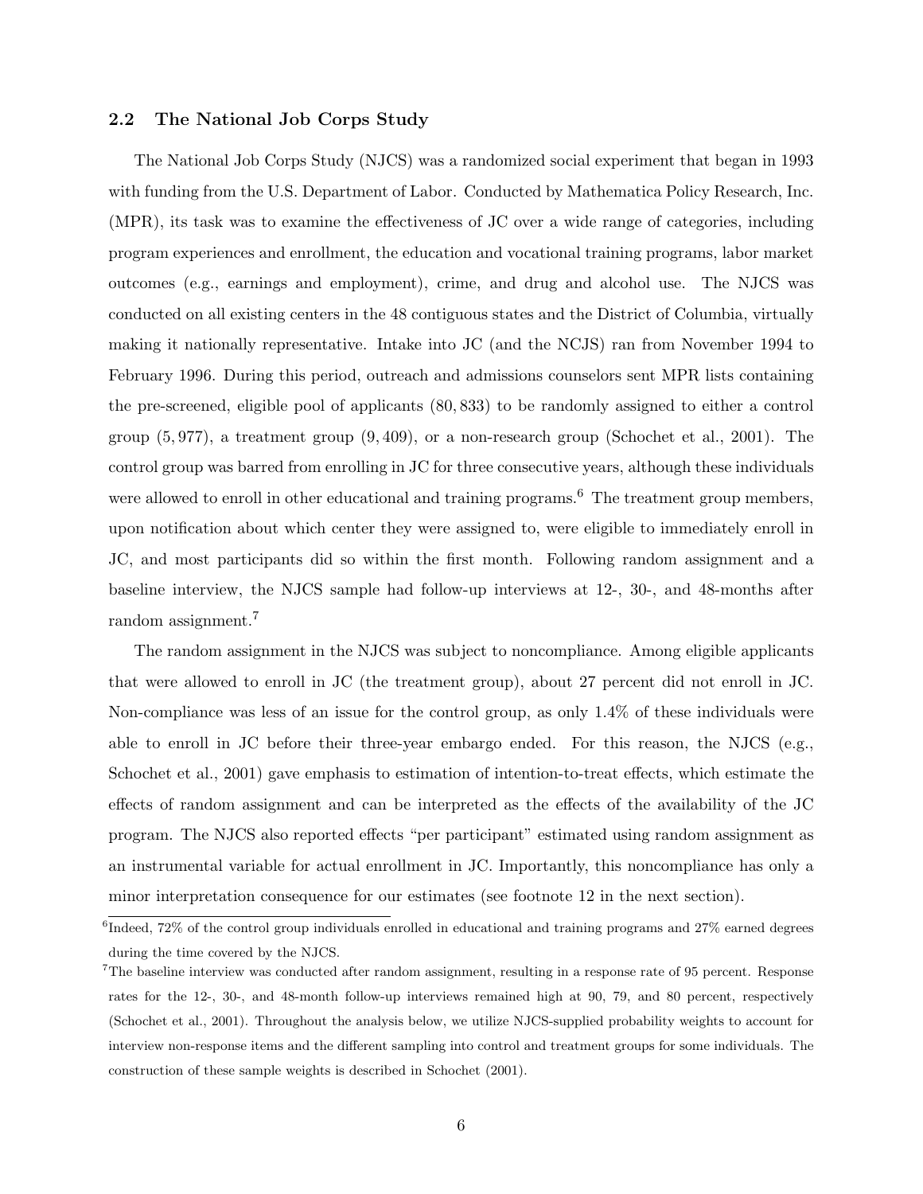### 2.2 The National Job Corps Study

The National Job Corps Study (NJCS) was a randomized social experiment that began in 1993 with funding from the U.S. Department of Labor. Conducted by Mathematica Policy Research, Inc. (MPR), its task was to examine the effectiveness of JC over a wide range of categories, including program experiences and enrollment, the education and vocational training programs, labor market outcomes (e.g., earnings and employment), crime, and drug and alcohol use. The NJCS was conducted on all existing centers in the 48 contiguous states and the District of Columbia, virtually making it nationally representative. Intake into JC (and the NCJS) ran from November 1994 to February 1996. During this period, outreach and admissions counselors sent MPR lists containing the pre-screened, eligible pool of applicants (80, 833) to be randomly assigned to either a control group (5, 977), a treatment group (9, 409), or a non-research group (Schochet et al., 2001). The control group was barred from enrolling in JC for three consecutive years, although these individuals were allowed to enroll in other educational and training programs.[6] The treatment group members, upon notification about which center they were assigned to, were eligible to immediately enroll in JC, and most participants did so within the first month. Following random assignment and a baseline interview, the NJCS sample had follow-up interviews at 12-, 30-, and 48-months after random assignment.[7]

The random assignment in the NJCS was subject to noncompliance. Among eligible applicants that were allowed to enroll in JC (the treatment group), about 27 percent did not enroll in JC. Non-compliance was less of an issue for the control group, as only 1.4% of these individuals were able to enroll in JC before their three-year embargo ended. For this reason, the NJCS (e.g., Schochet et al., 2001) gave emphasis to estimation of intention-to-treat effects, which estimate the effects of random assignment and can be interpreted as the effects of the availability of the JC program. The NJCS also reported effects "per participant" estimated using random assignment as an instrumental variable for actual enrollment in JC. Importantly, this noncompliance has only a minor interpretation consequence for our estimates (see footnote 12 in the next section).

[6] Indeed, 72% of the control group individuals enrolled in educational and training programs and 27% earned degrees during the time covered by the NJCS.

[7] The baseline interview was conducted after random assignment, resulting in a response rate of 95 percent. Response rates for the 12-, 30-, and 48-month follow-up interviews remained high at 90, 79, and 80 percent, respectively (Schochet et al., 2001). Throughout the analysis below, we utilize NJCS-supplied probability weights to account for interview non-response items and the different sampling into control and treatment groups for some individuals. The construction of these sample weights is described in Schochet (2001).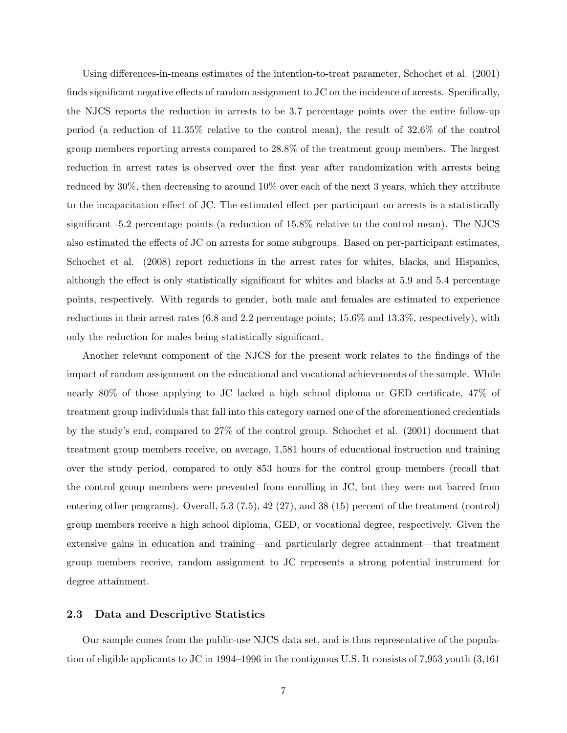Using differences-in-means estimates of the intention-to-treat parameter, Schochet et al. (2001) finds significant negative effects of random assignment to JC on the incidence of arrests. Specifically, the NJCS reports the reduction in arrests to be 3.7 percentage points over the entire follow-up period (a reduction of 11.35% relative to the control mean), the result of 32.6% of the control group members reporting arrests compared to 28.8% of the treatment group members. The largest reduction in arrest rates is observed over the first year after randomization with arrests being reduced by 30%, then decreasing to around 10% over each of the next 3 years, which they attribute to the incapacitation effect of JC. The estimated effect per participant on arrests is a statistically significant -5.2 percentage points (a reduction of 15.8% relative to the control mean). The NJCS also estimated the effects of JC on arrests for some subgroups. Based on per-participant estimates, Schochet et al. (2008) report reductions in the arrest rates for whites, blacks, and Hispanics, although the effect is only statistically significant for whites and blacks at 5.9 and 5.4 percentage points, respectively. With regards to gender, both male and females are estimated to experience reductions in their arrest rates (6.8 and 2.2 percentage points; 15.6% and 13.3%, respectively), with only the reduction for males being statistically significant.

Another relevant component of the NJCS for the present work relates to the findings of the impact of random assignment on the educational and vocational achievements of the sample. While nearly 80% of those applying to JC lacked a high school diploma or GED certificate, 47% of treatment group individuals that fall into this category earned one of the aforementioned credentials by the study's end, compared to 27% of the control group. Schochet et al. (2001) document that treatment group members receive, on average, 1,581 hours of educational instruction and training over the study period, compared to only 853 hours for the control group members (recall that the control group members were prevented from enrolling in JC, but they were not barred from entering other programs). Overall, 5.3 (7.5), 42 (27), and 38 (15) percent of the treatment (control) group members receive a high school diploma, GED, or vocational degree, respectively. Given the extensive gains in education and training—and particularly degree attainment—that treatment group members receive, random assignment to JC represents a strong potential instrument for degree attainment.

### 2.3 Data and Descriptive Statistics

Our sample comes from the public-use NJCS data set, and is thus representative of the population of eligible applicants to JC in 1994–1996 in the contiguous U.S. It consists of 7,953 youth (3,161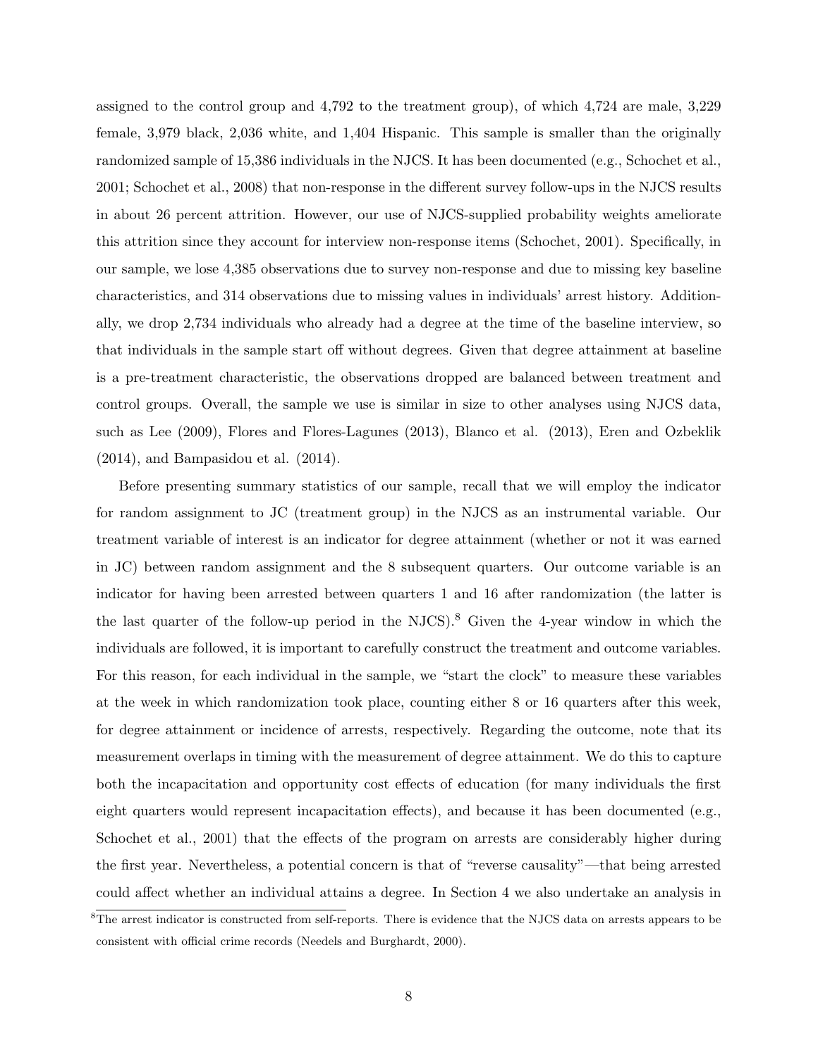assigned to the control group and 4,792 to the treatment group), of which 4,724 are male, 3,229 female, 3,979 black, 2,036 white, and 1,404 Hispanic. This sample is smaller than the originally randomized sample of 15,386 individuals in the NJCS. It has been documented (e.g., Schochet et al., 2001; Schochet et al., 2008) that non-response in the different survey follow-ups in the NJCS results in about 26 percent attrition. However, our use of NJCS-supplied probability weights ameliorate this attrition since they account for interview non-response items (Schochet, 2001). Specifically, in our sample, we lose 4,385 observations due to survey non-response and due to missing key baseline characteristics, and 314 observations due to missing values in individuals' arrest history. Additionally, we drop 2,734 individuals who already had a degree at the time of the baseline interview, so that individuals in the sample start off without degrees. Given that degree attainment at baseline is a pre-treatment characteristic, the observations dropped are balanced between treatment and control groups. Overall, the sample we use is similar in size to other analyses using NJCS data, such as Lee (2009), Flores and Flores-Lagunes (2013), Blanco et al. (2013), Eren and Ozbeklik (2014), and Bampasidou et al. (2014).

Before presenting summary statistics of our sample, recall that we will employ the indicator for random assignment to JC (treatment group) in the NJCS as an instrumental variable. Our treatment variable of interest is an indicator for degree attainment (whether or not it was earned in JC) between random assignment and the 8 subsequent quarters. Our outcome variable is an indicator for having been arrested between quarters 1 and 16 after randomization (the latter is the last quarter of the follow-up period in the NJCS).[8] Given the 4-year window in which the individuals are followed, it is important to carefully construct the treatment and outcome variables. For this reason, for each individual in the sample, we "start the clock" to measure these variables at the week in which randomization took place, counting either 8 or 16 quarters after this week, for degree attainment or incidence of arrests, respectively. Regarding the outcome, note that its measurement overlaps in timing with the measurement of degree attainment. We do this to capture both the incapacitation and opportunity cost effects of education (for many individuals the first eight quarters would represent incapacitation effects), and because it has been documented (e.g., Schochet et al., 2001) that the effects of the program on arrests are considerably higher during the first year. Nevertheless, a potential concern is that of "reverse causality"—that being arrested could affect whether an individual attains a degree. In Section 4 we also undertake an analysis in

[8]The arrest indicator is constructed from self-reports. There is evidence that the NJCS data on arrests appears to be consistent with official crime records (Needels and Burghardt, 2000).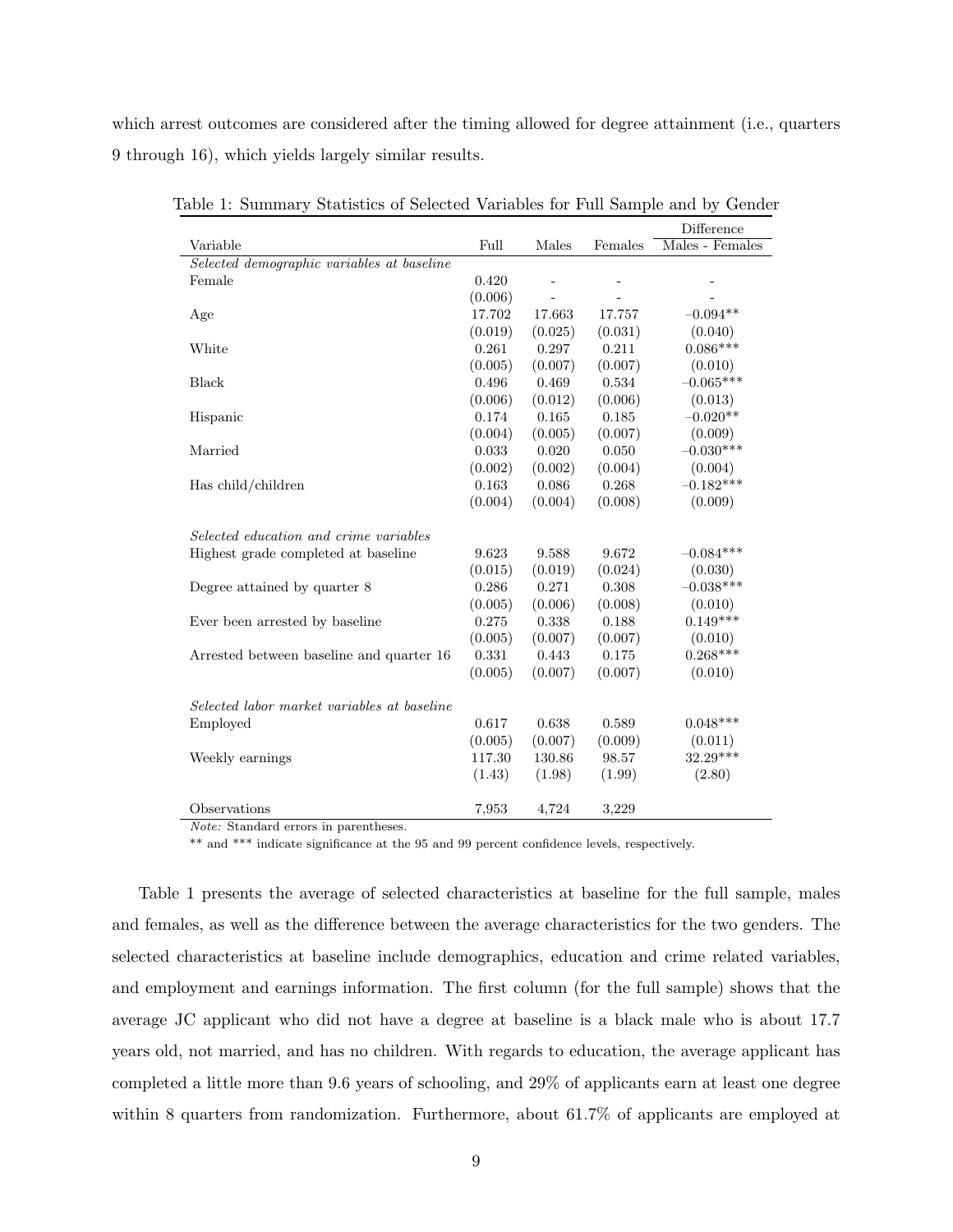which arrest outcomes are considered after the timing allowed for degree attainment (i.e., quarters 9 through 16), which yields largely similar results.

Table 1: Summary Statistics of Selected Variables for Full Sample and by Gender

| Variable | Full | Males | Females | Difference Males - Females |
|---|---|---|---|---|
| *Selected demographic variables at baseline* | | | | |
| Female | 0.420 | - | - | - |
| | (0.006) | - | - | - |
| Age | 17.702 | 17.663 | 17.757 | −0.094** |
| | (0.019) | (0.025) | (0.031) | (0.040) |
| White | 0.261 | 0.297 | 0.211 | 0.086*** |
| | (0.005) | (0.007) | (0.007) | (0.010) |
| Black | 0.496 | 0.469 | 0.534 | −0.065*** |
| | (0.006) | (0.012) | (0.006) | (0.013) |
| Hispanic | 0.174 | 0.165 | 0.185 | −0.020** |
| | (0.004) | (0.005) | (0.007) | (0.009) |
| Married | 0.033 | 0.020 | 0.050 | −0.030*** |
| | (0.002) | (0.002) | (0.004) | (0.004) |
| Has child/children | 0.163 | 0.086 | 0.268 | −0.182*** |
| | (0.004) | (0.004) | (0.008) | (0.009) |
| *Selected education and crime variables* | | | | |
| Highest grade completed at baseline | 9.623 | 9.588 | 9.672 | −0.084*** |
| | (0.015) | (0.019) | (0.024) | (0.030) |
| Degree attained by quarter 8 | 0.286 | 0.271 | 0.308 | −0.038*** |
| | (0.005) | (0.006) | (0.008) | (0.010) |
| Ever been arrested by baseline | 0.275 | 0.338 | 0.188 | 0.149*** |
| | (0.005) | (0.007) | (0.007) | (0.010) |
| Arrested between baseline and quarter 16 | 0.331 | 0.443 | 0.175 | 0.268*** |
| | (0.005) | (0.007) | (0.007) | (0.010) |
| *Selected labor market variables at baseline* | | | | |
| Employed | 0.617 | 0.638 | 0.589 | 0.048*** |
| | (0.005) | (0.007) | (0.009) | (0.011) |
| Weekly earnings | 117.30 | 130.86 | 98.57 | 32.29*** |
| | (1.43) | (1.98) | (1.99) | (2.80) |
| Observations | 7,953 | 4,724 | 3,229 | |

*Note:* Standard errors in parentheses.

** and *** indicate significance at the 95 and 99 percent confidence levels, respectively.

Table 1 presents the average of selected characteristics at baseline for the full sample, males and females, as well as the difference between the average characteristics for the two genders. The selected characteristics at baseline include demographics, education and crime related variables, and employment and earnings information. The first column (for the full sample) shows that the average JC applicant who did not have a degree at baseline is a black male who is about 17.7 years old, not married, and has no children. With regards to education, the average applicant has completed a little more than 9.6 years of schooling, and 29% of applicants earn at least one degree within 8 quarters from randomization. Furthermore, about 61.7% of applicants are employed at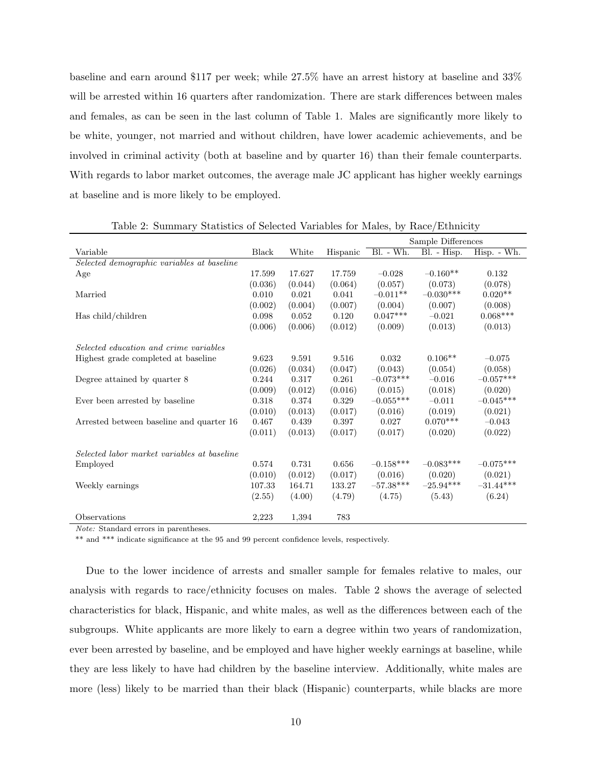baseline and earn around \$117 per week; while 27.5% have an arrest history at baseline and 33% will be arrested within 16 quarters after randomization. There are stark differences between males and females, as can be seen in the last column of Table 1. Males are significantly more likely to be white, younger, not married and without children, have lower academic achievements, and be involved in criminal activity (both at baseline and by quarter 16) than their female counterparts. With regards to labor market outcomes, the average male JC applicant has higher weekly earnings at baseline and is more likely to be employed.

Table 2: Summary Statistics of Selected Variables for Males, by Race/Ethnicity

| | | | | Sample Differences | | |
|---|---|---|---|---|---|---|
| Variable | Black | White | Hispanic | Bl. - Wh. | Bl. - Hisp. | Hisp. - Wh. |
| *Selected demographic variables at baseline* | | | | | | |
| Age | 17.599 | 17.627 | 17.759 | −0.028 | −0.160** | 0.132 |
| | (0.036) | (0.044) | (0.064) | (0.057) | (0.073) | (0.078) |
| Married | 0.010 | 0.021 | 0.041 | −0.011** | −0.030*** | 0.020** |
| | (0.002) | (0.004) | (0.007) | (0.004) | (0.007) | (0.008) |
| Has child/children | 0.098 | 0.052 | 0.120 | 0.047*** | −0.021 | 0.068*** |
| | (0.006) | (0.006) | (0.012) | (0.009) | (0.013) | (0.013) |
| *Selected education and crime variables* | | | | | | |
| Highest grade completed at baseline | 9.623 | 9.591 | 9.516 | 0.032 | 0.106** | −0.075 |
| | (0.026) | (0.034) | (0.047) | (0.043) | (0.054) | (0.058) |
| Degree attained by quarter 8 | 0.244 | 0.317 | 0.261 | −0.073*** | −0.016 | −0.057*** |
| | (0.009) | (0.012) | (0.016) | (0.015) | (0.018) | (0.020) |
| Ever been arrested by baseline | 0.318 | 0.374 | 0.329 | −0.055*** | −0.011 | −0.045*** |
| | (0.010) | (0.013) | (0.017) | (0.016) | (0.019) | (0.021) |
| Arrested between baseline and quarter 16 | 0.467 | 0.439 | 0.397 | 0.027 | 0.070*** | −0.043 |
| | (0.011) | (0.013) | (0.017) | (0.017) | (0.020) | (0.022) |
| *Selected labor market variables at baseline* | | | | | | |
| Employed | 0.574 | 0.731 | 0.656 | −0.158*** | −0.083*** | −0.075*** |
| | (0.010) | (0.012) | (0.017) | (0.016) | (0.020) | (0.021) |
| Weekly earnings | 107.33 | 164.71 | 133.27 | −57.38*** | −25.94*** | −31.44*** |
| | (2.55) | (4.00) | (4.79) | (4.75) | (5.43) | (6.24) |
| Observations | 2,223 | 1,394 | 783 | | | |

*Note:* Standard errors in parentheses.

** and *** indicate significance at the 95 and 99 percent confidence levels, respectively.

Due to the lower incidence of arrests and smaller sample for females relative to males, our analysis with regards to race/ethnicity focuses on males. Table 2 shows the average of selected characteristics for black, Hispanic, and white males, as well as the differences between each of the subgroups. White applicants are more likely to earn a degree within two years of randomization, ever been arrested by baseline, and be employed and have higher weekly earnings at baseline, while they are less likely to have had children by the baseline interview. Additionally, white males are more (less) likely to be married than their black (Hispanic) counterparts, while blacks are more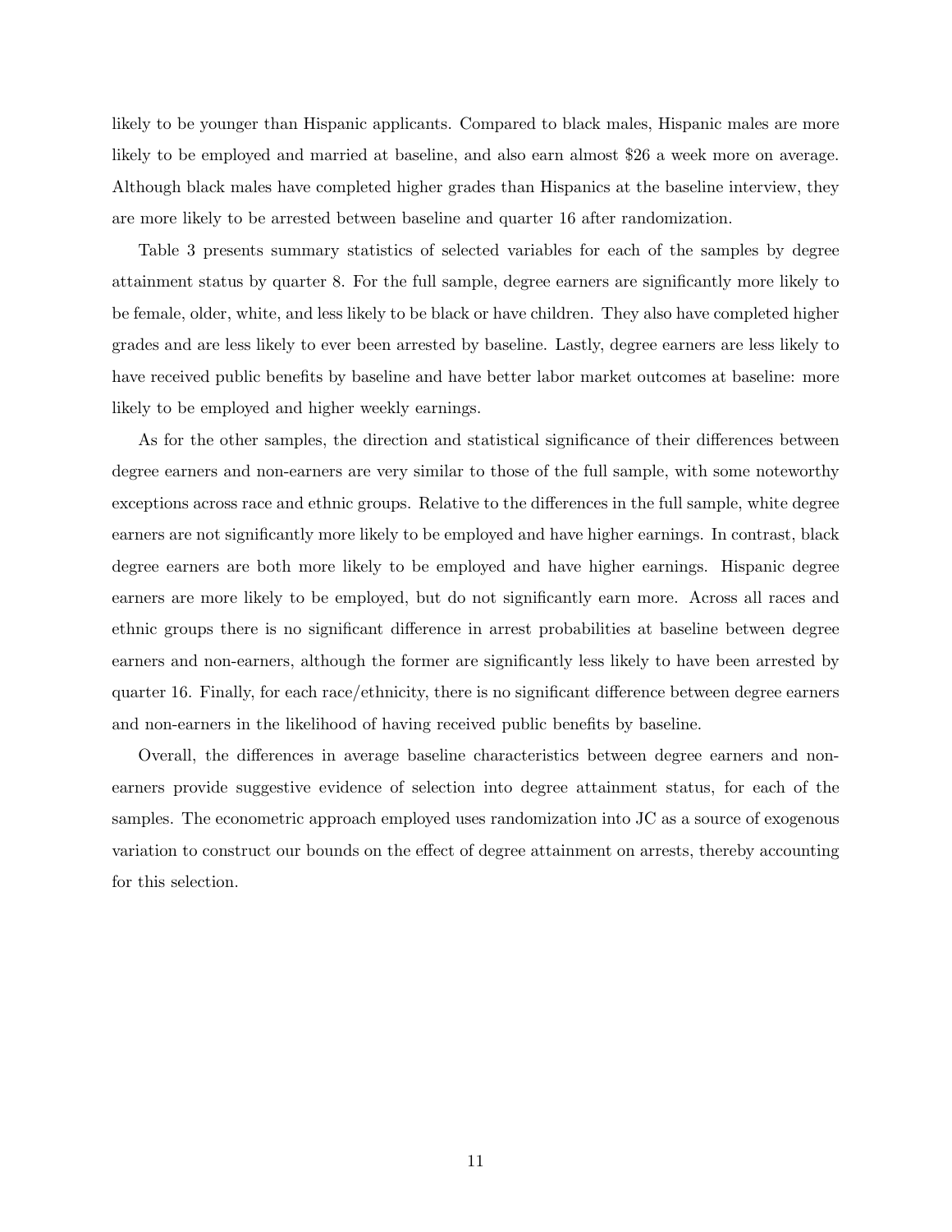likely to be younger than Hispanic applicants. Compared to black males, Hispanic males are more likely to be employed and married at baseline, and also earn almost $26 a week more on average. Although black males have completed higher grades than Hispanics at the baseline interview, they are more likely to be arrested between baseline and quarter 16 after randomization.

Table 3 presents summary statistics of selected variables for each of the samples by degree attainment status by quarter 8. For the full sample, degree earners are significantly more likely to be female, older, white, and less likely to be black or have children. They also have completed higher grades and are less likely to ever been arrested by baseline. Lastly, degree earners are less likely to have received public benefits by baseline and have better labor market outcomes at baseline: more likely to be employed and higher weekly earnings.

As for the other samples, the direction and statistical significance of their differences between degree earners and non-earners are very similar to those of the full sample, with some noteworthy exceptions across race and ethnic groups. Relative to the differences in the full sample, white degree earners are not significantly more likely to be employed and have higher earnings. In contrast, black degree earners are both more likely to be employed and have higher earnings. Hispanic degree earners are more likely to be employed, but do not significantly earn more. Across all races and ethnic groups there is no significant difference in arrest probabilities at baseline between degree earners and non-earners, although the former are significantly less likely to have been arrested by quarter 16. Finally, for each race/ethnicity, there is no significant difference between degree earners and non-earners in the likelihood of having received public benefits by baseline.

Overall, the differences in average baseline characteristics between degree earners and non-earners provide suggestive evidence of selection into degree attainment status, for each of the samples. The econometric approach employed uses randomization into JC as a source of exogenous variation to construct our bounds on the effect of degree attainment on arrests, thereby accounting for this selection.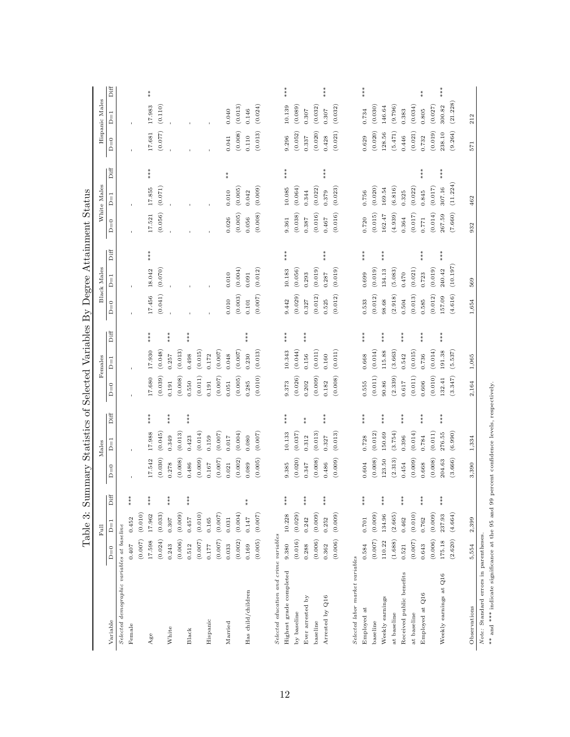Table 3: Summary Statistics of Selected Variables By Degree Attainment Status

| Variable | Full | | | Males | | | Females | | | Black Males | | | White Males | | | Hispanic Males | | |
|---|---|---|---|---|---|---|---|---|---|---|---|---|---|---|---|---|---|---|
| | D=0 | D=1 | Diff | D=0 | D=1 | Diff | D=0 | D=1 | Diff | D=0 | D=1 | Diff | D=0 | D=1 | Diff | D=0 | D=1 | Diff |
| *Selected demographic variables at baseline* | | | | | | | | | | | | | | | | | | |
| Female | 0.407 | 0.452 | *** | - | - | | - | - | | - | - | | - | - | | - | - | |
| | (0.007) | (0.010) | | | | | | | | | | | | | | | | |
| Age | 17.598 | 17.962 | *** | 17.542 | 17.988 | *** | 17.680 | 17.930 | *** | 17.456 | 18.042 | *** | 17.521 | 17.855 | *** | 17.681 | 17.983 | ** |
| | (0.024) | (0.033) | | (0.030) | (0.045) | | (0.039) | (0.048) | | (0.041) | (0.070) | | (0.056) | (0.071) | | (0.077) | (0.110) | |
| White | 0.243 | 0.307 | *** | 0.278 | 0.349 | *** | 0.191 | 0.257 | *** | - | - | | - | - | | - | - | |
| | (0.006) | (0.009) | | (0.008) | (0.013) | | (0.008) | (0.013) | | | | | | | | | | |
| Black | 0.512 | 0.457 | *** | 0.486 | 0.423 | *** | 0.550 | 0.498 | *** | - | - | | - | - | | - | - | |
| | (0.007) | (0.010) | | (0.009) | (0.014) | | (0.011) | (0.015) | | | | | | | | | | |
| Hispanic | 0.177 | 0.165 | | 0.167 | 0.159 | | 0.191 | 0.172 | | - | - | | - | - | | - | - | |
| | (0.007) | (0.007) | | (0.007) | (0.007) | | (0.007) | (0.007) | | | | | | | | | | |
| Married | 0.033 | 0.031 | | 0.021 | 0.017 | | 0.051 | 0.048 | | 0.010 | 0.010 | | 0.026 | 0.010 | ** | 0.041 | 0.040 | |
| | (0.002) | (0.004) | | (0.002) | (0.004) | | (0.005) | (0.007) | | (0.003) | (0.004) | | (0.005) | (0.005) | | (0.008) | (0.013) | |
| Has child/children | 0.169 | 0.147 | ** | 0.089 | 0.080 | | 0.285 | 0.230 | *** | 0.101 | 0.091 | | 0.056 | 0.042 | | 0.110 | 0.146 | |
| | (0.005) | (0.007) | | (0.005) | (0.007) | | (0.010) | (0.013) | | (0.007) | (0.012) | | (0.008) | (0.009) | | (0.013) | (0.024) | |
| *Selected education and crime variables* | | | | | | | | | | | | | | | | | | |
| Highest grade completed | 9.380 | 10.228 | *** | 9.385 | 10.133 | *** | 9.373 | 10.343 | *** | 9.442 | 10.183 | *** | 9.361 | 10.085 | *** | 9.296 | 10.139 | *** |
| by baseline | (0.016) | (0.029) | | (0.020) | (0.037) | | (0.026) | (0.044) | | (0.029) | (0.056) | | (0.038) | (0.064) | | (0.052) | (0.089) | |
| Ever arrested by | 0.288 | 0.242 | *** | 0.347 | 0.312 | ** | 0.202 | 0.156 | *** | 0.327 | 0.293 | | 0.387 | 0.344 | | 0.337 | 0.307 | |
| baseline | (0.006) | (0.009) | | (0.008) | (0.013) | | (0.009) | (0.011) | | (0.012) | (0.019) | | (0.016) | (0.022) | | (0.020) | (0.032) | |
| Arrested by Q16 | 0.362 | 0.252 | *** | 0.486 | 0.327 | *** | 0.182 | 0.160 | | 0.525 | 0.287 | *** | 0.467 | 0.379 | *** | 0.428 | 0.307 | *** |
| | (0.006) | (0.009) | | (0.009) | (0.013) | | (0.008) | (0.011) | | (0.012) | (0.019) | | (0.016) | (0.023) | | (0.021) | (0.032) | |
| *Selected labor market variables* | | | | | | | | | | | | | | | | | | |
| Employed at | 0.584 | 0.701 | *** | 0.604 | 0.728 | *** | 0.555 | 0.668 | *** | 0.533 | 0.699 | *** | 0.720 | 0.756 | | 0.629 | 0.734 | *** |
| baseline | (0.007) | (0.009) | | (0.008) | (0.012) | | (0.011) | (0.014) | | (0.012) | (0.019) | | (0.015) | (0.020) | | (0.020) | (0.030) | |
| Weekly earnings | 110.22 | 134.96 | *** | 123.50 | 150.69 | *** | 90.86 | 115.88 | *** | 98.68 | 134.13 | *** | 162.47 | 169.54 | | 128.56 | 146.64 | |
| at baseline | (1.688) | (2.665) | | (2.313) | (3.754) | | (2.339) | (3.663) | | (2.918) | (5.083) | | (4.939) | (6.816) | | (5.471) | (9.796) | |
| Received public benefits | 0.521 | 0.462 | *** | 0.454 | 0.396 | *** | 0.617 | 0.542 | *** | 0.504 | 0.470 | | 0.364 | 0.325 | | 0.446 | 0.383 | |
| at baseline | (0.007) | (0.010) | | (0.009) | (0.014) | | (0.011) | (0.015) | | (0.013) | (0.021) | | (0.017) | (0.022) | | (0.021) | (0.034) | |
| Employed at Q16 | 0.643 | 0.762 | *** | 0.668 | 0.784 | *** | 0.606 | 0.736 | *** | 0.585 | 0.723 | *** | 0.771 | 0.845 | *** | 0.732 | 0.805 | ** |
| | (0.006) | (0.009) | | (0.008) | (0.011) | | (0.010) | (0.014) | | (0.012) | (0.019) | | (0.014) | (0.017) | | (0.019) | (0.027) | |
| Weekly earnings at Q16 | 175.18 | 237.93 | *** | 204.63 | 276.55 | *** | 132.41 | 191.38 | *** | 157.09 | 240.42 | *** | 267.59 | 307.16 | *** | 238.10 | 300.82 | *** |
| | (2.620) | (4.664) | | (3.666) | (6.990) | | (3.347) | (5.537) | | (4.616) | (10.197) | | (7.660) | (11.224) | | (9.264) | (21.228) | |
| Observations | 5,554 | 2,399 | | 3,390 | 1,334 | | 2,164 | 1,065 | | 1,654 | 569 | | 932 | 462 | | 571 | 212 | |

*Note:* Standard errors in parentheses.

** and *** indicate significance at the 95 and 99 percent confidence levels, respectively.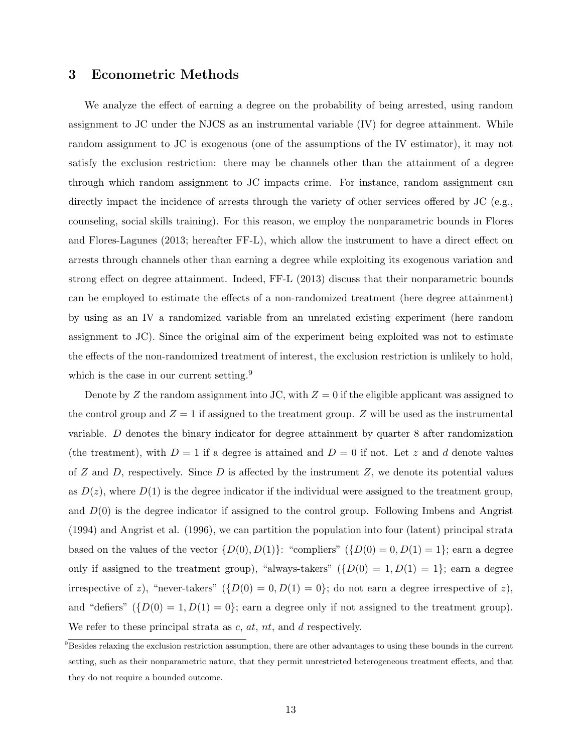## 3 Econometric Methods

We analyze the effect of earning a degree on the probability of being arrested, using random assignment to JC under the NJCS as an instrumental variable (IV) for degree attainment. While random assignment to JC is exogenous (one of the assumptions of the IV estimator), it may not satisfy the exclusion restriction: there may be channels other than the attainment of a degree through which random assignment to JC impacts crime. For instance, random assignment can directly impact the incidence of arrests through the variety of other services offered by JC (e.g., counseling, social skills training). For this reason, we employ the nonparametric bounds in Flores and Flores-Lagunes (2013; hereafter FF-L), which allow the instrument to have a direct effect on arrests through channels other than earning a degree while exploiting its exogenous variation and strong effect on degree attainment. Indeed, FF-L (2013) discuss that their nonparametric bounds can be employed to estimate the effects of a non-randomized treatment (here degree attainment) by using as an IV a randomized variable from an unrelated existing experiment (here random assignment to JC). Since the original aim of the experiment being exploited was not to estimate the effects of the non-randomized treatment of interest, the exclusion restriction is unlikely to hold, which is the case in our current setting.[9]

Denote by $Z$ the random assignment into JC, with $Z = 0$ if the eligible applicant was assigned to the control group and $Z = 1$ if assigned to the treatment group. $Z$ will be used as the instrumental variable. $D$ denotes the binary indicator for degree attainment by quarter 8 after randomization (the treatment), with $D = 1$ if a degree is attained and $D = 0$ if not. Let $z$ and $d$ denote values of $Z$ and $D$, respectively. Since $D$ is affected by the instrument $Z$, we denote its potential values as $D(z)$, where $D(1)$ is the degree indicator if the individual were assigned to the treatment group, and $D(0)$ is the degree indicator if assigned to the control group. Following Imbens and Angrist (1994) and Angrist et al. (1996), we can partition the population into four (latent) principal strata based on the values of the vector $\{D(0), D(1)\}$: "compliers" ($\{D(0) = 0, D(1) = 1\}$; earn a degree only if assigned to the treatment group), "always-takers" ($\{D(0) = 1, D(1) = 1\}$; earn a degree irrespective of $z$), "never-takers" ($\{D(0) = 0, D(1) = 0\}$; do not earn a degree irrespective of $z$), and "defiers" ($\{D(0) = 1, D(1) = 0\}$; earn a degree only if not assigned to the treatment group). We refer to these principal strata as $c$, $at$, $nt$, and $d$ respectively.

[9] Besides relaxing the exclusion restriction assumption, there are other advantages to using these bounds in the current setting, such as their nonparametric nature, that they permit unrestricted heterogeneous treatment effects, and that they do not require a bounded outcome.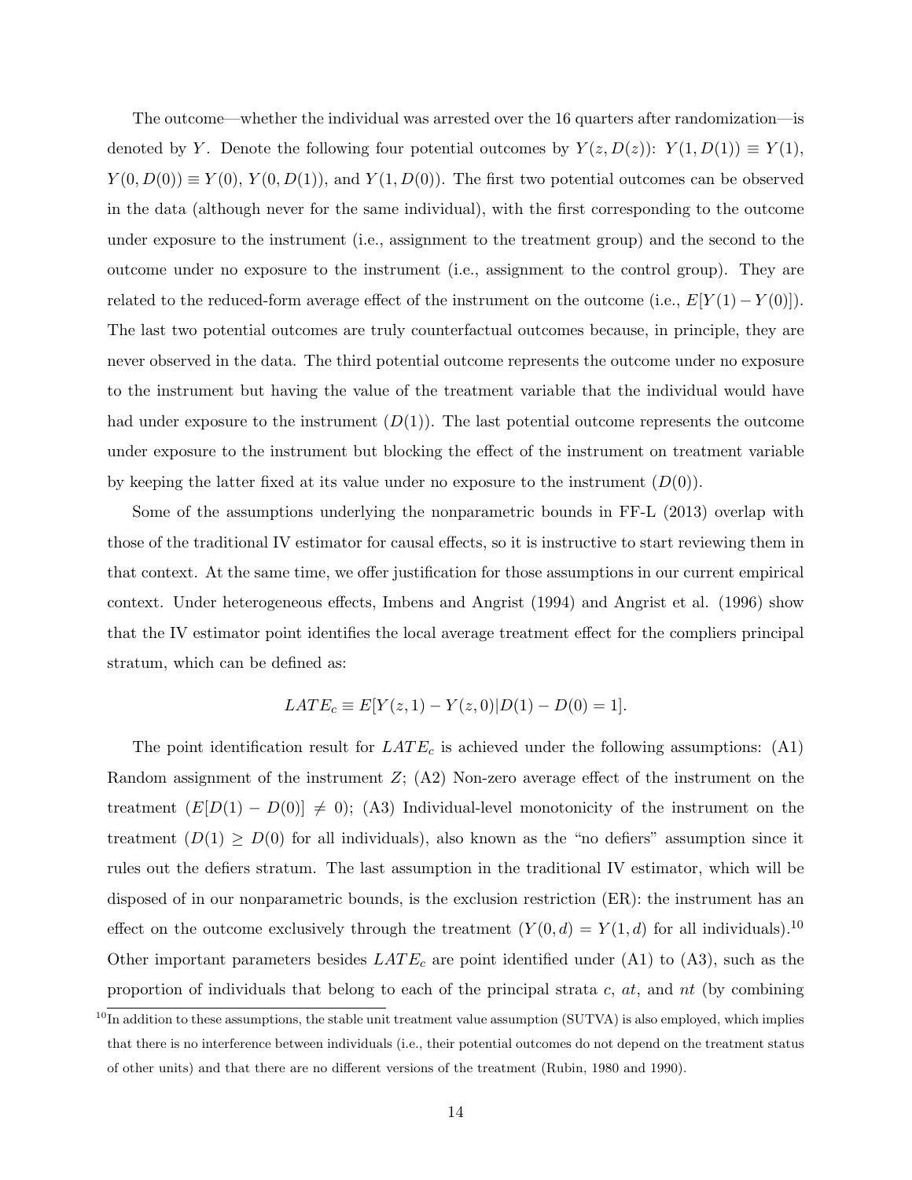The outcome—whether the individual was arrested over the 16 quarters after randomization—is denoted by $Y$. Denote the following four potential outcomes by $Y(z, D(z))$: $Y(1, D(1)) \equiv Y(1)$, $Y(0, D(0)) \equiv Y(0)$, $Y(0, D(1))$, and $Y(1, D(0))$. The first two potential outcomes can be observed in the data (although never for the same individual), with the first corresponding to the outcome under exposure to the instrument (i.e., assignment to the treatment group) and the second to the outcome under no exposure to the instrument (i.e., assignment to the control group). They are related to the reduced-form average effect of the instrument on the outcome (i.e., $E[Y(1) - Y(0)]$). The last two potential outcomes are truly counterfactual outcomes because, in principle, they are never observed in the data. The third potential outcome represents the outcome under no exposure to the instrument but having the value of the treatment variable that the individual would have had under exposure to the instrument ($D(1)$). The last potential outcome represents the outcome under exposure to the instrument but blocking the effect of the instrument on treatment variable by keeping the latter fixed at its value under no exposure to the instrument ($D(0)$).

Some of the assumptions underlying the nonparametric bounds in FF-L (2013) overlap with those of the traditional IV estimator for causal effects, so it is instructive to start reviewing them in that context. At the same time, we offer justification for those assumptions in our current empirical context. Under heterogeneous effects, Imbens and Angrist (1994) and Angrist et al. (1996) show that the IV estimator point identifies the local average treatment effect for the compliers principal stratum, which can be defined as:

$$LATE_c \equiv E[Y(z, 1) - Y(z, 0)|D(1) - D(0) = 1].$$

The point identification result for $LATE_c$ is achieved under the following assumptions: (A1) Random assignment of the instrument $Z$; (A2) Non-zero average effect of the instrument on the treatment ($E[D(1) - D(0)] \neq 0$); (A3) Individual-level monotonicity of the instrument on the treatment ($D(1) \geq D(0)$ for all individuals), also known as the "no defiers" assumption since it rules out the defiers stratum. The last assumption in the traditional IV estimator, which will be disposed of in our nonparametric bounds, is the exclusion restriction (ER): the instrument has an effect on the outcome exclusively through the treatment ($Y(0, d) = Y(1, d)$ for all individuals).[10] Other important parameters besides $LATE_c$ are point identified under (A1) to (A3), such as the proportion of individuals that belong to each of the principal strata $c$, $at$, and $nt$ (by combining

[10] In addition to these assumptions, the stable unit treatment value assumption (SUTVA) is also employed, which implies that there is no interference between individuals (i.e., their potential outcomes do not depend on the treatment status of other units) and that there are no different versions of the treatment (Rubin, 1980 and 1990).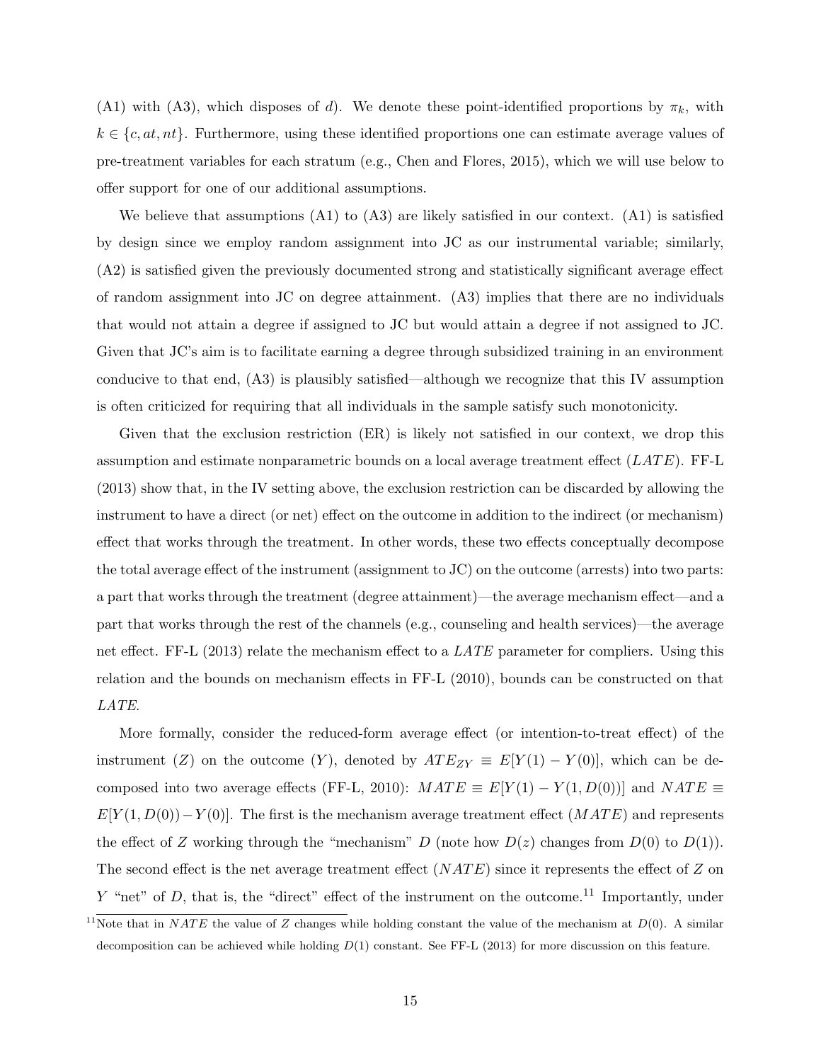(A1) with (A3), which disposes of $d$). We denote these point-identified proportions by $\pi_k$, with $k \in \{c, at, nt\}$. Furthermore, using these identified proportions one can estimate average values of pre-treatment variables for each stratum (e.g., Chen and Flores, 2015), which we will use below to offer support for one of our additional assumptions.

We believe that assumptions (A1) to (A3) are likely satisfied in our context. (A1) is satisfied by design since we employ random assignment into JC as our instrumental variable; similarly, (A2) is satisfied given the previously documented strong and statistically significant average effect of random assignment into JC on degree attainment. (A3) implies that there are no individuals that would not attain a degree if assigned to JC but would attain a degree if not assigned to JC. Given that JC's aim is to facilitate earning a degree through subsidized training in an environment conducive to that end, (A3) is plausibly satisfied—although we recognize that this IV assumption is often criticized for requiring that all individuals in the sample satisfy such monotonicity.

Given that the exclusion restriction (ER) is likely not satisfied in our context, we drop this assumption and estimate nonparametric bounds on a local average treatment effect ($LATE$). FF-L (2013) show that, in the IV setting above, the exclusion restriction can be discarded by allowing the instrument to have a direct (or net) effect on the outcome in addition to the indirect (or mechanism) effect that works through the treatment. In other words, these two effects conceptually decompose the total average effect of the instrument (assignment to JC) on the outcome (arrests) into two parts: a part that works through the treatment (degree attainment)—the average mechanism effect—and a part that works through the rest of the channels (e.g., counseling and health services)—the average net effect. FF-L (2013) relate the mechanism effect to a $LATE$ parameter for compliers. Using this relation and the bounds on mechanism effects in FF-L (2010), bounds can be constructed on that $LATE$.

More formally, consider the reduced-form average effect (or intention-to-treat effect) of the instrument ($Z$) on the outcome ($Y$), denoted by $ATE_{ZY} \equiv E[Y(1) - Y(0)]$, which can be decomposed into two average effects (FF-L, 2010): $MATE \equiv E[Y(1) - Y(1, D(0))]$ and $NATE \equiv E[Y(1, D(0)) - Y(0)]$. The first is the mechanism average treatment effect ($MATE$) and represents the effect of $Z$ working through the "mechanism" $D$ (note how $D(z)$ changes from $D(0)$ to $D(1)$). The second effect is the net average treatment effect ($NATE$) since it represents the effect of $Z$ on $Y$ "net" of $D$, that is, the "direct" effect of the instrument on the outcome.[11] Importantly, under

[11] Note that in $NATE$ the value of $Z$ changes while holding constant the value of the mechanism at $D(0)$. A similar decomposition can be achieved while holding $D(1)$ constant. See FF-L (2013) for more discussion on this feature.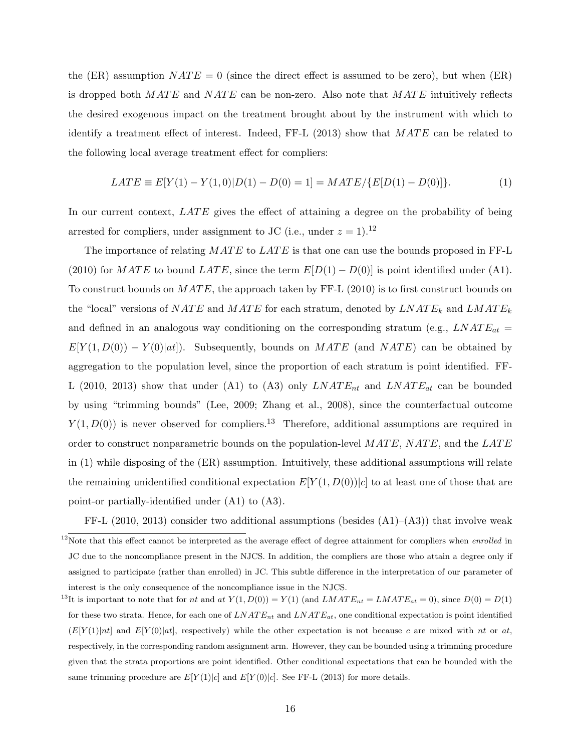the (ER) assumption $NATE = 0$ (since the direct effect is assumed to be zero), but when (ER) is dropped both $MATE$ and $NATE$ can be non-zero. Also note that $MATE$ intuitively reflects the desired exogenous impact on the treatment brought about by the instrument with which to identify a treatment effect of interest. Indeed, FF-L (2013) show that $MATE$ can be related to the following local average treatment effect for compliers:

$$LATE \equiv E[Y(1) - Y(1,0)|D(1) - D(0) = 1] = MATE/\{E[D(1) - D(0)]\}. \tag{1}$$

In our current context, $LATE$ gives the effect of attaining a degree on the probability of being arrested for compliers, under assignment to JC (i.e., under $z = 1$).[12]

The importance of relating $MATE$ to $LATE$ is that one can use the bounds proposed in FF-L (2010) for $MATE$ to bound $LATE$, since the term $E[D(1) - D(0)]$ is point identified under (A1). To construct bounds on $MATE$, the approach taken by FF-L (2010) is to first construct bounds on the "local" versions of $NATE$ and $MATE$ for each stratum, denoted by $LNATE_k$ and $LMATE_k$ and defined in an analogous way conditioning on the corresponding stratum (e.g., $LNATE_{at} = E[Y(1, D(0)) - Y(0)|at]$). Subsequently, bounds on $MATE$ (and $NATE$) can be obtained by aggregation to the population level, since the proportion of each stratum is point identified. FF-L (2010, 2013) show that under (A1) to (A3) only $LNATE_{nt}$ and $LNATE_{at}$ can be bounded by using "trimming bounds" (Lee, 2009; Zhang et al., 2008), since the counterfactual outcome $Y(1, D(0))$ is never observed for compliers.[13] Therefore, additional assumptions are required in order to construct nonparametric bounds on the population-level $MATE$, $NATE$, and the $LATE$ in (1) while disposing of the (ER) assumption. Intuitively, these additional assumptions will relate the remaining unidentified conditional expectation $E[Y(1, D(0))|c]$ to at least one of those that are point-or partially-identified under (A1) to (A3).

FF-L (2010, 2013) consider two additional assumptions (besides (A1)–(A3)) that involve weak

[12] Note that this effect cannot be interpreted as the average effect of degree attainment for compliers when *enrolled* in JC due to the noncompliance present in the NJCS. In addition, the compliers are those who attain a degree only if assigned to participate (rather than enrolled) in JC. This subtle difference in the interpretation of our parameter of interest is the only consequence of the noncompliance issue in the NJCS.

[13] It is important to note that for $nt$ and $at$ $Y(1, D(0)) = Y(1)$ (and $LMATE_{nt} = LMATE_{at} = 0$), since $D(0) = D(1)$ for these two strata. Hence, for each one of $LNATE_{nt}$ and $LNATE_{at}$, one conditional expectation is point identified ($E[Y(1)|nt]$ and $E[Y(0)|at]$, respectively) while the other expectation is not because $c$ are mixed with $nt$ or $at$, respectively, in the corresponding random assignment arm. However, they can be bounded using a trimming procedure given that the strata proportions are point identified. Other conditional expectations that can be bounded with the same trimming procedure are $E[Y(1)|c]$ and $E[Y(0)|c]$. See FF-L (2013) for more details.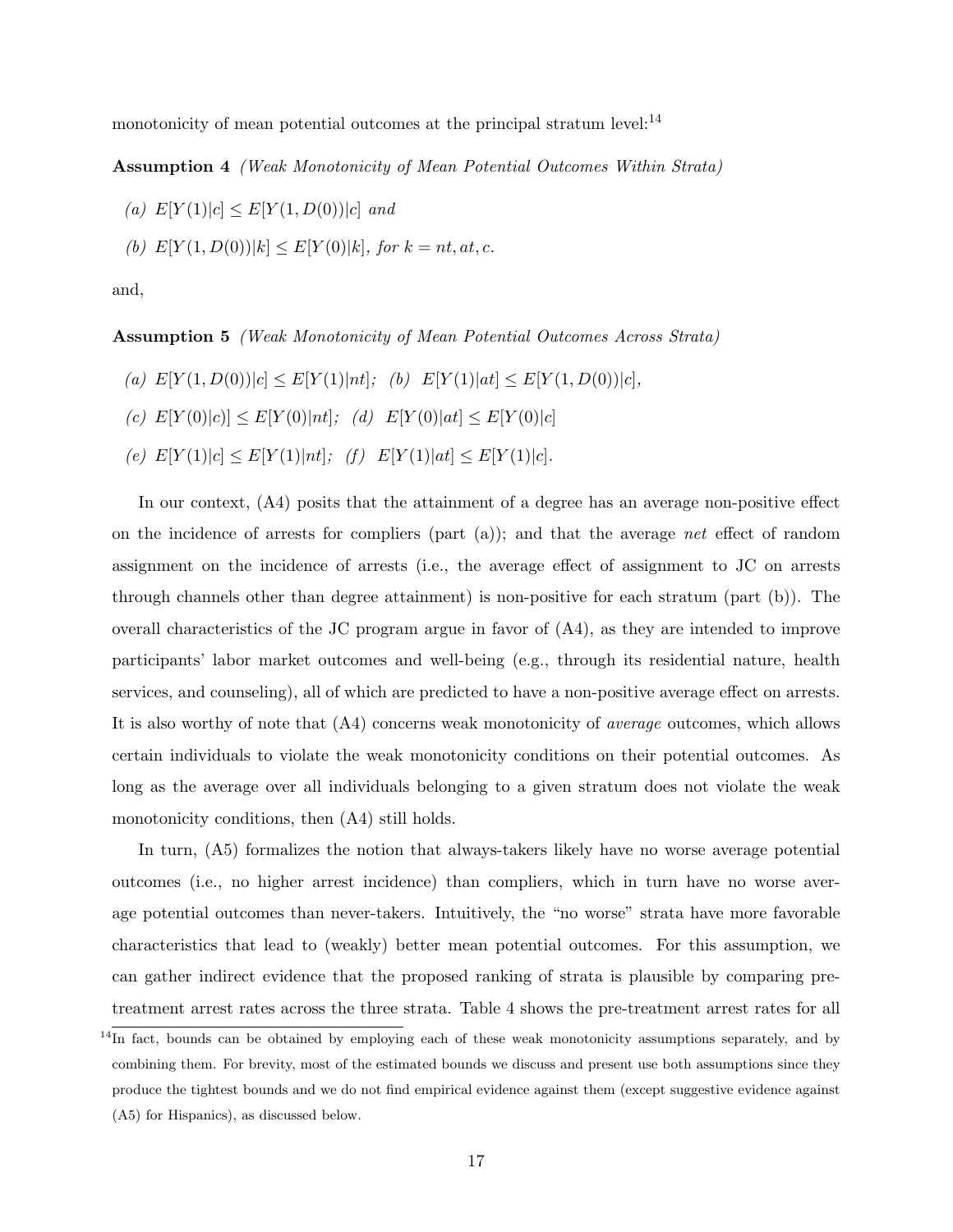monotonicity of mean potential outcomes at the principal stratum level:[14]

**Assumption 4** *(Weak Monotonicity of Mean Potential Outcomes Within Strata)*

*(a)* $E[Y(1)|c] \leq E[Y(1, D(0))|c]$ *and*

*(b)* $E[Y(1, D(0))|k] \leq E[Y(0)|k]$*, for* $k = nt, at, c$*.*

and,

**Assumption 5** *(Weak Monotonicity of Mean Potential Outcomes Across Strata)*

*(a)* $E[Y(1, D(0))|c] \leq E[Y(1)|nt]$*;* *(b)* $E[Y(1)|at] \leq E[Y(1, D(0))|c]$*,*

*(c)* $E[Y(0)|c)] \leq E[Y(0)|nt]$*;* *(d)* $E[Y(0)|at] \leq E[Y(0)|c]$

*(e)* $E[Y(1)|c] \leq E[Y(1)|nt]$*;* *(f)* $E[Y(1)|at] \leq E[Y(1)|c]$*.*

In our context, (A4) posits that the attainment of a degree has an average non-positive effect on the incidence of arrests for compliers (part (a)); and that the average *net* effect of random assignment on the incidence of arrests (i.e., the average effect of assignment to JC on arrests through channels other than degree attainment) is non-positive for each stratum (part (b)). The overall characteristics of the JC program argue in favor of (A4), as they are intended to improve participants' labor market outcomes and well-being (e.g., through its residential nature, health services, and counseling), all of which are predicted to have a non-positive average effect on arrests. It is also worthy of note that (A4) concerns weak monotonicity of *average* outcomes, which allows certain individuals to violate the weak monotonicity conditions on their potential outcomes. As long as the average over all individuals belonging to a given stratum does not violate the weak monotonicity conditions, then (A4) still holds.

In turn, (A5) formalizes the notion that always-takers likely have no worse average potential outcomes (i.e., no higher arrest incidence) than compliers, which in turn have no worse average potential outcomes than never-takers. Intuitively, the "no worse" strata have more favorable characteristics that lead to (weakly) better mean potential outcomes. For this assumption, we can gather indirect evidence that the proposed ranking of strata is plausible by comparing pre-treatment arrest rates across the three strata. Table 4 shows the pre-treatment arrest rates for all

[14] In fact, bounds can be obtained by employing each of these weak monotonicity assumptions separately, and by combining them. For brevity, most of the estimated bounds we discuss and present use both assumptions since they produce the tightest bounds and we do not find empirical evidence against them (except suggestive evidence against (A5) for Hispanics), as discussed below.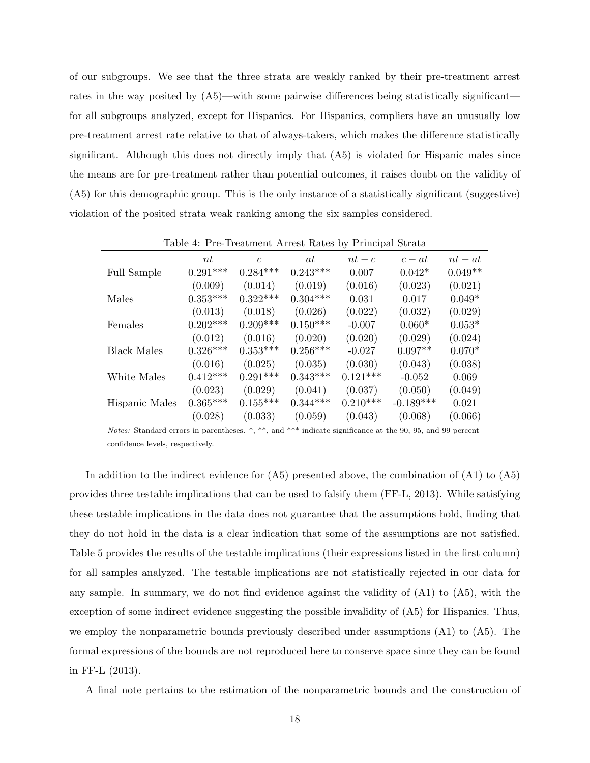of our subgroups. We see that the three strata are weakly ranked by their pre-treatment arrest rates in the way posited by (A5)—with some pairwise differences being statistically significant—for all subgroups analyzed, except for Hispanics. For Hispanics, compliers have an unusually low pre-treatment arrest rate relative to that of always-takers, which makes the difference statistically significant. Although this does not directly imply that (A5) is violated for Hispanic males since the means are for pre-treatment rather than potential outcomes, it raises doubt on the validity of (A5) for this demographic group. This is the only instance of a statistically significant (suggestive) violation of the posited strata weak ranking among the six samples considered.

Table 4: Pre-Treatment Arrest Rates by Principal Strata

| | $nt$ | $c$ | $at$ | $nt-c$ | $c-at$ | $nt-at$ |
|---|---|---|---|---|---|---|
| Full Sample | 0.291*** | 0.284*** | 0.243*** | 0.007 | 0.042* | 0.049** |
| | (0.009) | (0.014) | (0.019) | (0.016) | (0.023) | (0.021) |
| Males | 0.353*** | 0.322*** | 0.304*** | 0.031 | 0.017 | 0.049* |
| | (0.013) | (0.018) | (0.026) | (0.022) | (0.032) | (0.029) |
| Females | 0.202*** | 0.209*** | 0.150*** | -0.007 | 0.060* | 0.053* |
| | (0.012) | (0.016) | (0.020) | (0.020) | (0.029) | (0.024) |
| Black Males | 0.326*** | 0.353*** | 0.256*** | -0.027 | 0.097** | 0.070* |
| | (0.016) | (0.025) | (0.035) | (0.030) | (0.043) | (0.038) |
| White Males | 0.412*** | 0.291*** | 0.343*** | 0.121*** | -0.052 | 0.069 |
| | (0.023) | (0.029) | (0.041) | (0.037) | (0.050) | (0.049) |
| Hispanic Males | 0.365*** | 0.155*** | 0.344*** | 0.210*** | -0.189*** | 0.021 |
| | (0.028) | (0.033) | (0.059) | (0.043) | (0.068) | (0.066) |

*Notes:* Standard errors in parentheses. *, **, and *** indicate significance at the 90, 95, and 99 percent confidence levels, respectively.

In addition to the indirect evidence for (A5) presented above, the combination of (A1) to (A5) provides three testable implications that can be used to falsify them (FF-L, 2013). While satisfying these testable implications in the data does not guarantee that the assumptions hold, finding that they do not hold in the data is a clear indication that some of the assumptions are not satisfied. Table 5 provides the results of the testable implications (their expressions listed in the first column) for all samples analyzed. The testable implications are not statistically rejected in our data for any sample. In summary, we do not find evidence against the validity of (A1) to (A5), with the exception of some indirect evidence suggesting the possible invalidity of (A5) for Hispanics. Thus, we employ the nonparametric bounds previously described under assumptions (A1) to (A5). The formal expressions of the bounds are not reproduced here to conserve space since they can be found in FF-L (2013).

A final note pertains to the estimation of the nonparametric bounds and the construction of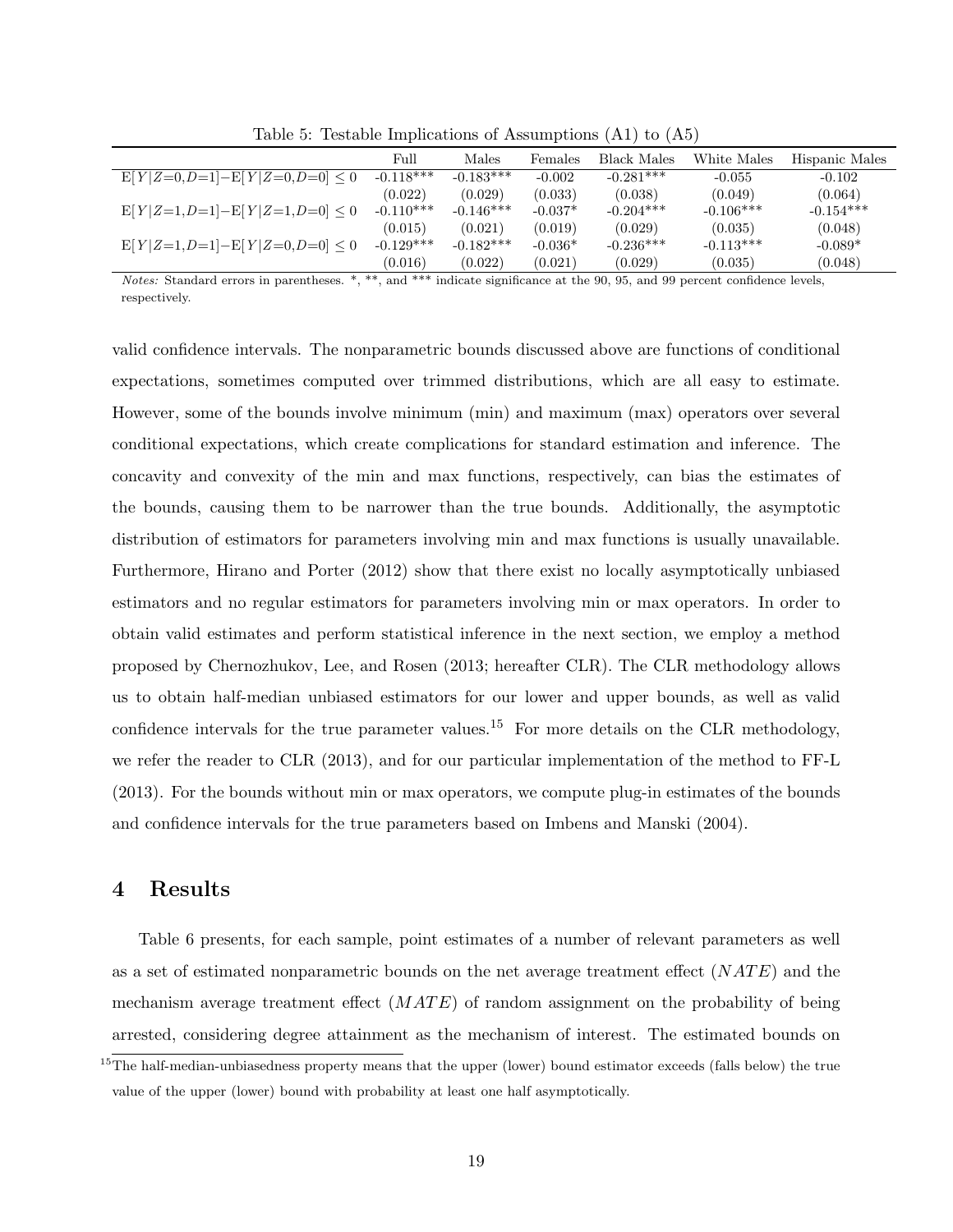Table 5: Testable Implications of Assumptions (A1) to (A5)

| | Full | Males | Females | Black Males | White Males | Hispanic Males |
|---|---|---|---|---|---|---|
| $\mathrm{E}[Y\|Z{=}0,D{=}1]-\mathrm{E}[Y\|Z{=}0,D{=}0] \leq 0$ | -0.118*** | -0.183*** | -0.002 | -0.281*** | -0.055 | -0.102 |
| | (0.022) | (0.029) | (0.033) | (0.038) | (0.049) | (0.064) |
| $\mathrm{E}[Y\|Z{=}1,D{=}1]-\mathrm{E}[Y\|Z{=}1,D{=}0] \leq 0$ | -0.110*** | -0.146*** | -0.037* | -0.204*** | -0.106*** | -0.154*** |
| | (0.015) | (0.021) | (0.019) | (0.029) | (0.035) | (0.048) |
| $\mathrm{E}[Y\|Z{=}1,D{=}1]-\mathrm{E}[Y\|Z{=}0,D{=}0] \leq 0$ | -0.129*** | -0.182*** | -0.036* | -0.236*** | -0.113*** | -0.089* |
| | (0.016) | (0.022) | (0.021) | (0.029) | (0.035) | (0.048) |

*Notes:* Standard errors in parentheses. *, **, and *** indicate significance at the 90, 95, and 99 percent confidence levels, respectively.

valid confidence intervals. The nonparametric bounds discussed above are functions of conditional expectations, sometimes computed over trimmed distributions, which are all easy to estimate. However, some of the bounds involve minimum (min) and maximum (max) operators over several conditional expectations, which create complications for standard estimation and inference. The concavity and convexity of the min and max functions, respectively, can bias the estimates of the bounds, causing them to be narrower than the true bounds. Additionally, the asymptotic distribution of estimators for parameters involving min and max functions is usually unavailable. Furthermore, Hirano and Porter (2012) show that there exist no locally asymptotically unbiased estimators and no regular estimators for parameters involving min or max operators. In order to obtain valid estimates and perform statistical inference in the next section, we employ a method proposed by Chernozhukov, Lee, and Rosen (2013; hereafter CLR). The CLR methodology allows us to obtain half-median unbiased estimators for our lower and upper bounds, as well as valid confidence intervals for the true parameter values.[15] For more details on the CLR methodology, we refer the reader to CLR (2013), and for our particular implementation of the method to FF-L (2013). For the bounds without min or max operators, we compute plug-in estimates of the bounds and confidence intervals for the true parameters based on Imbens and Manski (2004).

## 4 Results

Table 6 presents, for each sample, point estimates of a number of relevant parameters as well as a set of estimated nonparametric bounds on the net average treatment effect ($NATE$) and the mechanism average treatment effect ($MATE$) of random assignment on the probability of being arrested, considering degree attainment as the mechanism of interest. The estimated bounds on

[15] The half-median-unbiasedness property means that the upper (lower) bound estimator exceeds (falls below) the true value of the upper (lower) bound with probability at least one half asymptotically.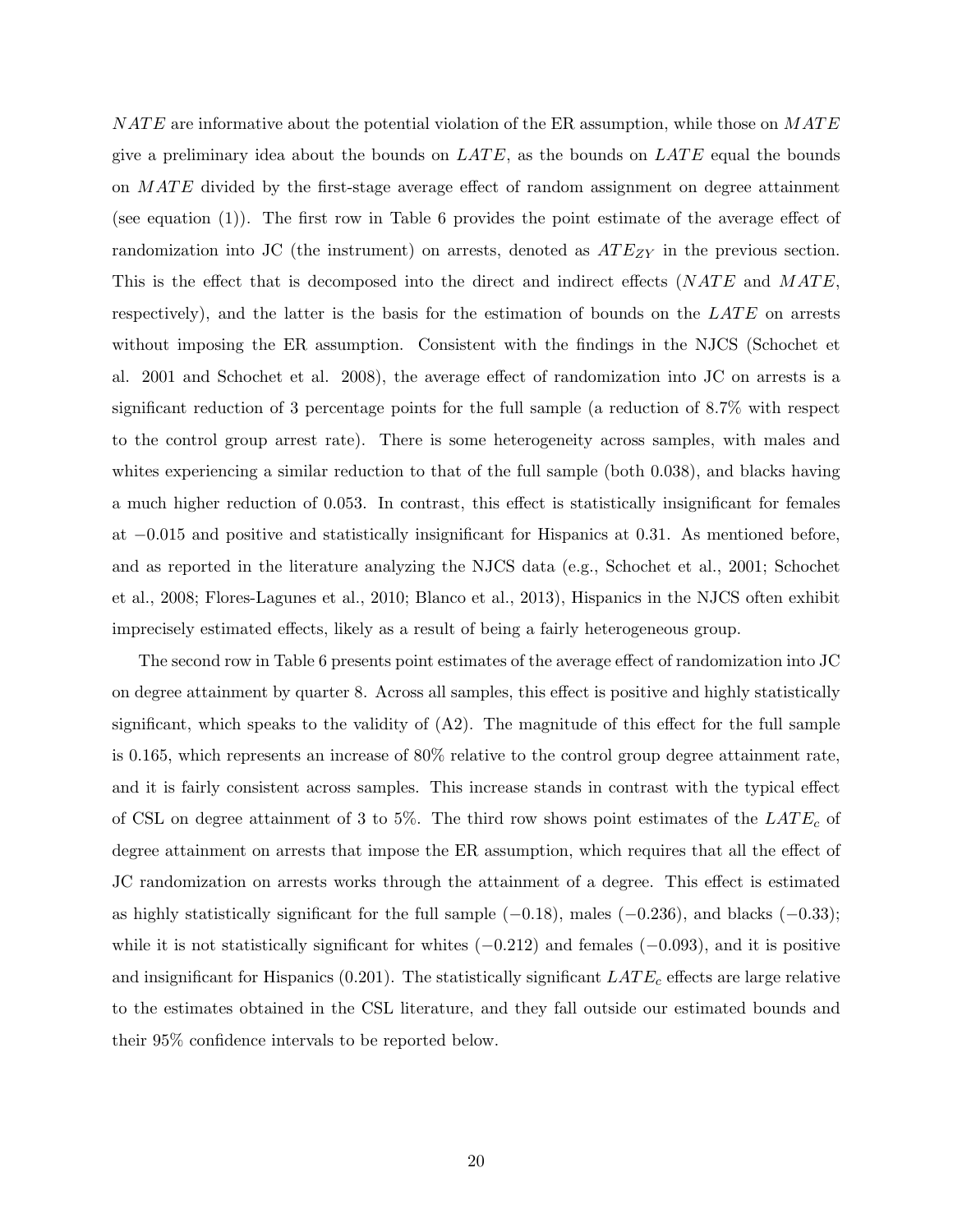$NATE$ are informative about the potential violation of the ER assumption, while those on $MATE$ give a preliminary idea about the bounds on $LATE$, as the bounds on $LATE$ equal the bounds on $MATE$ divided by the first-stage average effect of random assignment on degree attainment (see equation (1)). The first row in Table 6 provides the point estimate of the average effect of randomization into JC (the instrument) on arrests, denoted as $ATE_{ZY}$ in the previous section. This is the effect that is decomposed into the direct and indirect effects ($NATE$ and $MATE$, respectively), and the latter is the basis for the estimation of bounds on the $LATE$ on arrests without imposing the ER assumption. Consistent with the findings in the NJCS (Schochet et al. 2001 and Schochet et al. 2008), the average effect of randomization into JC on arrests is a significant reduction of 3 percentage points for the full sample (a reduction of 8.7% with respect to the control group arrest rate). There is some heterogeneity across samples, with males and whites experiencing a similar reduction to that of the full sample (both 0.038), and blacks having a much higher reduction of 0.053. In contrast, this effect is statistically insignificant for females at $-0.015$ and positive and statistically insignificant for Hispanics at 0.31. As mentioned before, and as reported in the literature analyzing the NJCS data (e.g., Schochet et al., 2001; Schochet et al., 2008; Flores-Lagunes et al., 2010; Blanco et al., 2013), Hispanics in the NJCS often exhibit imprecisely estimated effects, likely as a result of being a fairly heterogeneous group.

The second row in Table 6 presents point estimates of the average effect of randomization into JC on degree attainment by quarter 8. Across all samples, this effect is positive and highly statistically significant, which speaks to the validity of (A2). The magnitude of this effect for the full sample is 0.165, which represents an increase of 80% relative to the control group degree attainment rate, and it is fairly consistent across samples. This increase stands in contrast with the typical effect of CSL on degree attainment of 3 to 5%. The third row shows point estimates of the $LATE_c$ of degree attainment on arrests that impose the ER assumption, which requires that all the effect of JC randomization on arrests works through the attainment of a degree. This effect is estimated as highly statistically significant for the full sample ($-0.18$), males ($-0.236$), and blacks ($-0.33$); while it is not statistically significant for whites ($-0.212$) and females ($-0.093$), and it is positive and insignificant for Hispanics (0.201). The statistically significant $LATE_c$ effects are large relative to the estimates obtained in the CSL literature, and they fall outside our estimated bounds and their 95% confidence intervals to be reported below.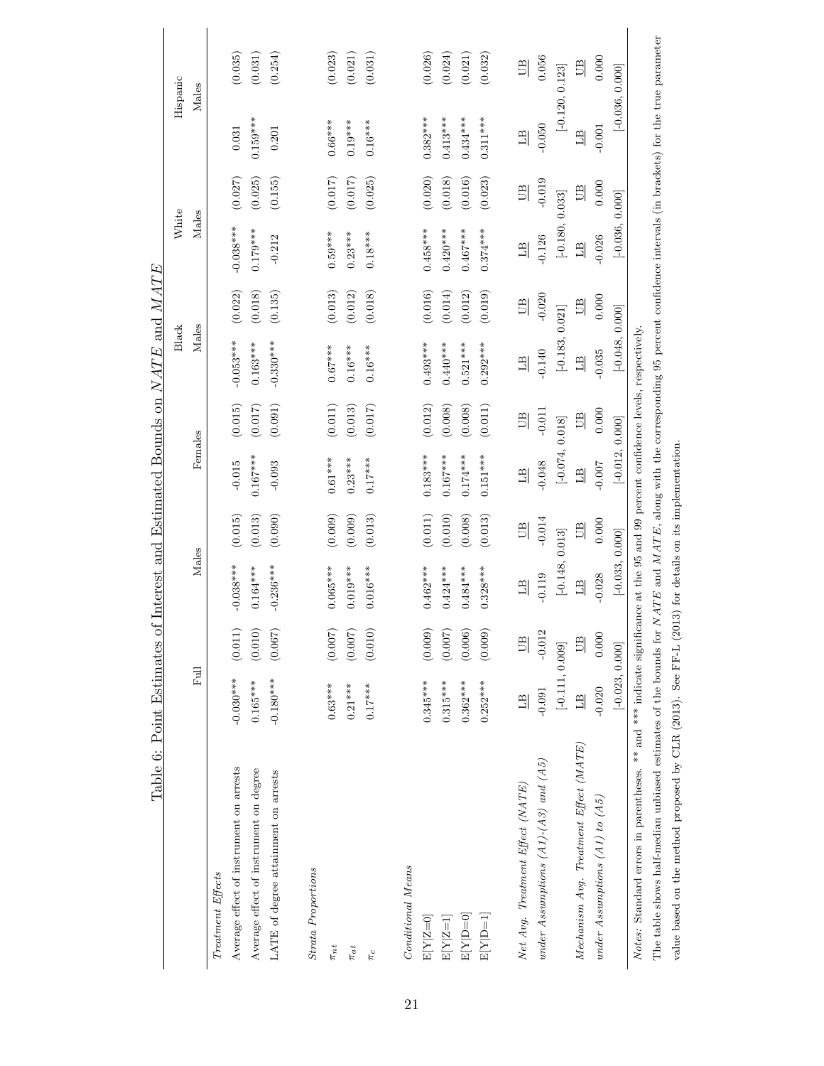Table 6: Point Estimates of Interest and Estimated Bounds on $NATE$ and $MATE$

| | Full | | Males | | Females | | Black Males | | White Males | | Hispanic Males | |
|---|---|---|---|---|---|---|---|---|---|---|---|---|
| *Treatment Effects* | | | | | | | | | | | | |
| Average effect of instrument on arrests | -0.030*** | (0.011) | -0.038*** | (0.015) | -0.015 | (0.015) | -0.053*** | (0.022) | -0.038*** | (0.027) | 0.031 | (0.035) |
| Average effect of instrument on degree | 0.165*** | (0.010) | 0.164*** | (0.013) | 0.167*** | (0.017) | 0.163*** | (0.018) | 0.179*** | (0.025) | 0.159*** | (0.031) |
| LATE of degree attainment on arrests | -0.180*** | (0.067) | -0.236*** | (0.090) | -0.093 | (0.091) | -0.330*** | (0.135) | -0.212 | (0.155) | 0.201 | (0.254) |
| *Strata Proportions* | | | | | | | | | | | | |
| $\pi_{nt}$ | 0.63*** | (0.007) | 0.065*** | (0.009) | 0.61*** | (0.011) | 0.67*** | (0.013) | 0.59*** | (0.017) | 0.66*** | (0.023) |
| $\pi_{at}$ | 0.21*** | (0.007) | 0.019*** | (0.009) | 0.23*** | (0.013) | 0.16*** | (0.012) | 0.23*** | (0.017) | 0.19*** | (0.021) |
| $\pi_{c}$ | 0.17*** | (0.010) | 0.016*** | (0.013) | 0.17*** | (0.017) | 0.16*** | (0.018) | 0.18*** | (0.025) | 0.16*** | (0.031) |
| *Conditional Means* | | | | | | | | | | | | |
| E[Y\|Z=0] | 0.345*** | (0.009) | 0.462*** | (0.011) | 0.183*** | (0.012) | 0.493*** | (0.016) | 0.458*** | (0.020) | 0.382*** | (0.026) |
| E[Y\|Z=1] | 0.315*** | (0.007) | 0.424*** | (0.010) | 0.167*** | (0.008) | 0.440*** | (0.014) | 0.420*** | (0.018) | 0.413*** | (0.024) |
| E[Y\|D=0] | 0.362*** | (0.006) | 0.484*** | (0.008) | 0.174*** | (0.008) | 0.521*** | (0.012) | 0.467*** | (0.016) | 0.434*** | (0.021) |
| E[Y\|D=1] | 0.252*** | (0.009) | 0.328*** | (0.013) | 0.151*** | (0.011) | 0.292*** | (0.019) | 0.374*** | (0.023) | 0.311*** | (0.032) |
| *Net Avg. Treatment Effect (NATE)* | LB | UB | LB | UB | LB | UB | LB | UB | LB | UB | LB | UB |
| *under Assumptions (A1)-(A3) and (A5)* | -0.091 | -0.012 | -0.119 | -0.014 | -0.048 | -0.011 | -0.140 | -0.020 | -0.126 | -0.019 | -0.050 | 0.056 |
| | [-0.111, 0.009] | | [-0.148, 0.013] | | [-0.074, 0.018] | | [-0.183, 0.021] | | [-0.180, 0.033] | | [-0.120, 0.123] | |
| *Mechanism Avg. Treatment Effect (MATE)* | LB | UB | LB | UB | LB | UB | LB | UB | LB | UB | LB | UB |
| *under Assumptions (A1) to (A5)* | -0.020 | 0.000 | -0.028 | 0.000 | -0.007 | 0.000 | -0.035 | 0.000 | -0.026 | 0.000 | -0.001 | 0.000 |
| | [-0.023, 0.000] | | [-0.033, 0.000] | | [-0.012, 0.000] | | [-0.048, 0.000] | | [-0.036, 0.000] | | [-0.036, 0.000] | |

*Notes:* Standard errors in parentheses. ** and *** indicate significance at the 95 and 99 percent confidence levels, respectively.
The table shows half-median unbiased estimates of the bounds for $NATE$ and $MATE$, along with the corresponding 95 percent confidence intervals (in brackets) for the true parameter value based on the method proposed by CLR (2013). See FF-L (2013) for details on its implementation.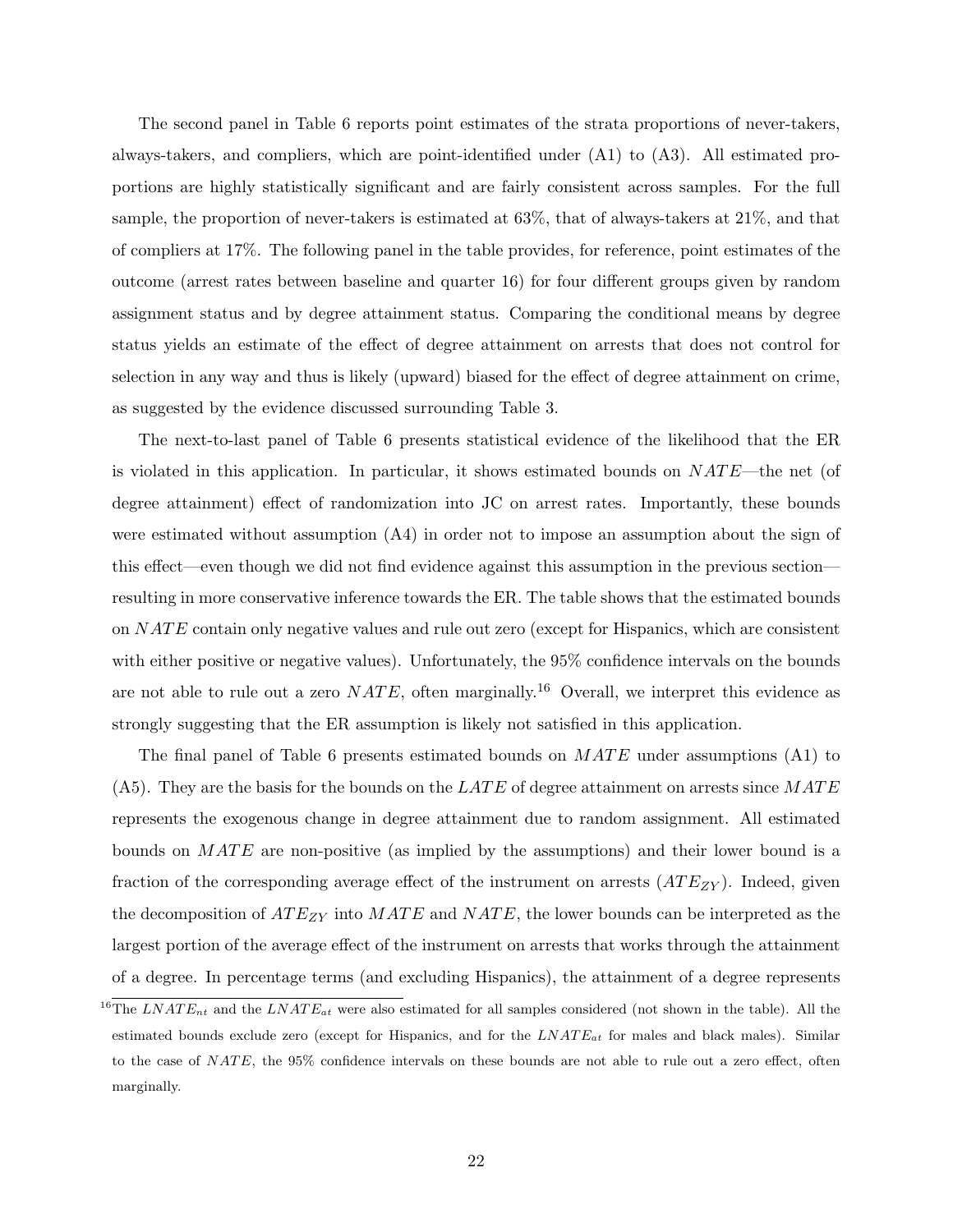The second panel in Table 6 reports point estimates of the strata proportions of never-takers, always-takers, and compliers, which are point-identified under (A1) to (A3). All estimated proportions are highly statistically significant and are fairly consistent across samples. For the full sample, the proportion of never-takers is estimated at 63%, that of always-takers at 21%, and that of compliers at 17%. The following panel in the table provides, for reference, point estimates of the outcome (arrest rates between baseline and quarter 16) for four different groups given by random assignment status and by degree attainment status. Comparing the conditional means by degree status yields an estimate of the effect of degree attainment on arrests that does not control for selection in any way and thus is likely (upward) biased for the effect of degree attainment on crime, as suggested by the evidence discussed surrounding Table 3.

The next-to-last panel of Table 6 presents statistical evidence of the likelihood that the ER is violated in this application. In particular, it shows estimated bounds on $NATE$—the net (of degree attainment) effect of randomization into JC on arrest rates. Importantly, these bounds were estimated without assumption (A4) in order not to impose an assumption about the sign of this effect—even though we did not find evidence against this assumption in the previous section—resulting in more conservative inference towards the ER. The table shows that the estimated bounds on $NATE$ contain only negative values and rule out zero (except for Hispanics, which are consistent with either positive or negative values). Unfortunately, the 95% confidence intervals on the bounds are not able to rule out a zero $NATE$, often marginally.[16] Overall, we interpret this evidence as strongly suggesting that the ER assumption is likely not satisfied in this application.

The final panel of Table 6 presents estimated bounds on $MATE$ under assumptions (A1) to (A5). They are the basis for the bounds on the $LATE$ of degree attainment on arrests since $MATE$ represents the exogenous change in degree attainment due to random assignment. All estimated bounds on $MATE$ are non-positive (as implied by the assumptions) and their lower bound is a fraction of the corresponding average effect of the instrument on arrests ($ATE_{ZY}$). Indeed, given the decomposition of $ATE_{ZY}$ into $MATE$ and $NATE$, the lower bounds can be interpreted as the largest portion of the average effect of the instrument on arrests that works through the attainment of a degree. In percentage terms (and excluding Hispanics), the attainment of a degree represents

[16] The $LNATE_{nt}$ and the $LNATE_{at}$ were also estimated for all samples considered (not shown in the table). All the estimated bounds exclude zero (except for Hispanics, and for the $LNATE_{at}$ for males and black males). Similar to the case of $NATE$, the 95% confidence intervals on these bounds are not able to rule out a zero effect, often marginally.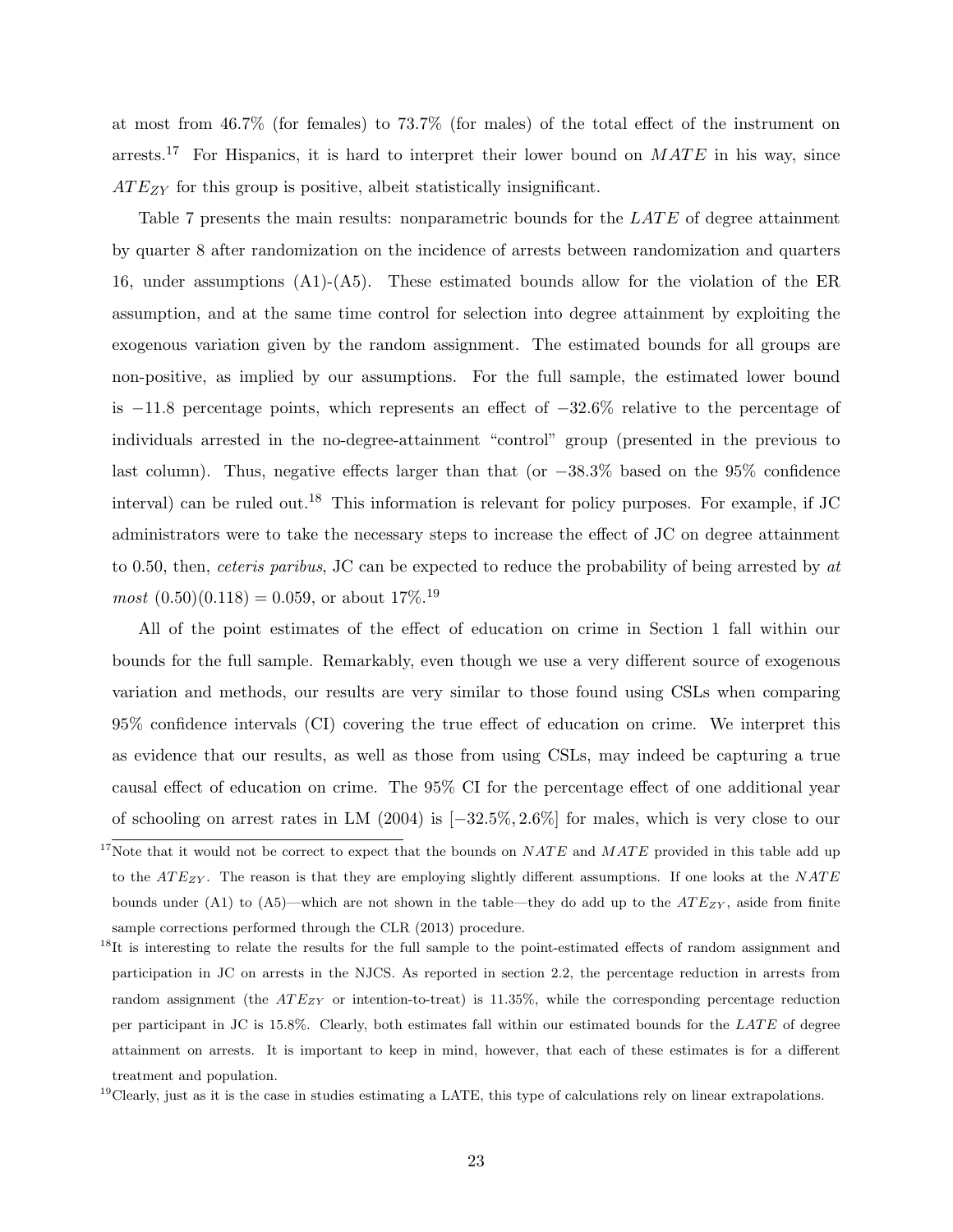at most from 46.7% (for females) to 73.7% (for males) of the total effect of the instrument on arrests.[17] For Hispanics, it is hard to interpret their lower bound on $MATE$ in his way, since $ATE_{ZY}$ for this group is positive, albeit statistically insignificant.

Table 7 presents the main results: nonparametric bounds for the $LATE$ of degree attainment by quarter 8 after randomization on the incidence of arrests between randomization and quarters 16, under assumptions (A1)-(A5). These estimated bounds allow for the violation of the ER assumption, and at the same time control for selection into degree attainment by exploiting the exogenous variation given by the random assignment. The estimated bounds for all groups are non-positive, as implied by our assumptions. For the full sample, the estimated lower bound is $-11.8$ percentage points, which represents an effect of $-32.6\%$ relative to the percentage of individuals arrested in the no-degree-attainment "control" group (presented in the previous to last column). Thus, negative effects larger than that (or $-38.3\%$ based on the 95% confidence interval) can be ruled out.[18] This information is relevant for policy purposes. For example, if JC administrators were to take the necessary steps to increase the effect of JC on degree attainment to 0.50, then, *ceteris paribus*, JC can be expected to reduce the probability of being arrested by *at most* $(0.50)(0.118) = 0.059$, or about 17%.[19]

All of the point estimates of the effect of education on crime in Section 1 fall within our bounds for the full sample. Remarkably, even though we use a very different source of exogenous variation and methods, our results are very similar to those found using CSLs when comparing 95% confidence intervals (CI) covering the true effect of education on crime. We interpret this as evidence that our results, as well as those from using CSLs, may indeed be capturing a true causal effect of education on crime. The 95% CI for the percentage effect of one additional year of schooling on arrest rates in LM (2004) is $[-32.5\%, 2.6\%]$ for males, which is very close to our

[17] Note that it would not be correct to expect that the bounds on $NATE$ and $MATE$ provided in this table add up to the $ATE_{ZY}$. The reason is that they are employing slightly different assumptions. If one looks at the $NATE$ bounds under (A1) to (A5)—which are not shown in the table—they do add up to the $ATE_{ZY}$, aside from finite sample corrections performed through the CLR (2013) procedure.

[18] It is interesting to relate the results for the full sample to the point-estimated effects of random assignment and participation in JC on arrests in the NJCS. As reported in section 2.2, the percentage reduction in arrests from random assignment (the $ATE_{ZY}$ or intention-to-treat) is 11.35%, while the corresponding percentage reduction per participant in JC is 15.8%. Clearly, both estimates fall within our estimated bounds for the $LATE$ of degree attainment on arrests. It is important to keep in mind, however, that each of these estimates is for a different treatment and population.

[19] Clearly, just as it is the case in studies estimating a LATE, this type of calculations rely on linear extrapolations.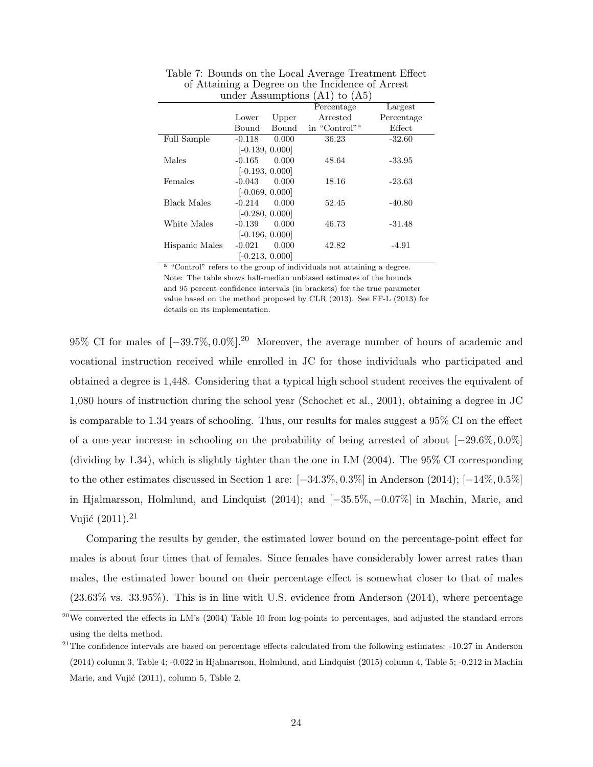Table 7: Bounds on the Local Average Treatment Effect of Attaining a Degree on the Incidence of Arrest under Assumptions (A1) to (A5)

| | Lower Bound | Upper Bound | Percentage Arrested in "Control"[a] | Largest Percentage Effect |
|---|---|---|---|---|
| Full Sample | -0.118 | 0.000 | 36.23 | -32.60 |
| | [-0.139, 0.000] | | | |
| Males | -0.165 | 0.000 | 48.64 | -33.95 |
| | [-0.193, 0.000] | | | |
| Females | -0.043 | 0.000 | 18.16 | -23.63 |
| | [-0.069, 0.000] | | | |
| Black Males | -0.214 | 0.000 | 52.45 | -40.80 |
| | [-0.280, 0.000] | | | |
| White Males | -0.139 | 0.000 | 46.73 | -31.48 |
| | [-0.196, 0.000] | | | |
| Hispanic Males | -0.021 | 0.000 | 42.82 | -4.91 |
| | [-0.213, 0.000] | | | |

[a] "Control" refers to the group of individuals not attaining a degree.
Note: The table shows half-median unbiased estimates of the bounds and 95 percent confidence intervals (in brackets) for the true parameter value based on the method proposed by CLR (2013). See FF-L (2013) for details on its implementation.

95% CI for males of $[-39.7\%, 0.0\%]$.[20] Moreover, the average number of hours of academic and vocational instruction received while enrolled in JC for those individuals who participated and obtained a degree is 1,448. Considering that a typical high school student receives the equivalent of 1,080 hours of instruction during the school year (Schochet et al., 2001), obtaining a degree in JC is comparable to 1.34 years of schooling. Thus, our results for males suggest a 95% CI on the effect of a one-year increase in schooling on the probability of being arrested of about $[-29.6\%, 0.0\%]$ (dividing by 1.34), which is slightly tighter than the one in LM (2004). The 95% CI corresponding to the other estimates discussed in Section 1 are: $[-34.3\%, 0.3\%]$ in Anderson (2014); $[-14\%, 0.5\%]$ in Hjalmarsson, Holmlund, and Lindquist (2014); and $[-35.5\%, -0.07\%]$ in Machin, Marie, and Vujić (2011).[21]

Comparing the results by gender, the estimated lower bound on the percentage-point effect for males is about four times that of females. Since females have considerably lower arrest rates than males, the estimated lower bound on their percentage effect is somewhat closer to that of males (23.63% vs. 33.95%). This is in line with U.S. evidence from Anderson (2014), where percentage

[20] We converted the effects in LM's (2004) Table 10 from log-points to percentages, and adjusted the standard errors using the delta method.

[21] The confidence intervals are based on percentage effects calculated from the following estimates: -10.27 in Anderson (2014) column 3, Table 4; -0.022 in Hjalmarrsson, Holmlund, and Lindquist (2015) column 4, Table 5; -0.212 in Machin Marie, and Vujić (2011), column 5, Table 2.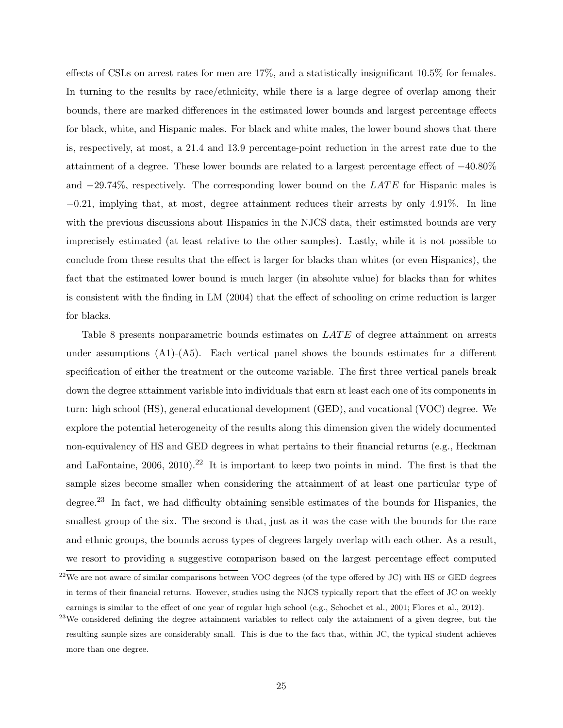effects of CSLs on arrest rates for men are 17%, and a statistically insignificant 10.5% for females. In turning to the results by race/ethnicity, while there is a large degree of overlap among their bounds, there are marked differences in the estimated lower bounds and largest percentage effects for black, white, and Hispanic males. For black and white males, the lower bound shows that there is, respectively, at most, a 21.4 and 13.9 percentage-point reduction in the arrest rate due to the attainment of a degree. These lower bounds are related to a largest percentage effect of $-40.80\%$ and $-29.74\%$, respectively. The corresponding lower bound on the $LATE$ for Hispanic males is $-0.21$, implying that, at most, degree attainment reduces their arrests by only 4.91%. In line with the previous discussions about Hispanics in the NJCS data, their estimated bounds are very imprecisely estimated (at least relative to the other samples). Lastly, while it is not possible to conclude from these results that the effect is larger for blacks than whites (or even Hispanics), the fact that the estimated lower bound is much larger (in absolute value) for blacks than for whites is consistent with the finding in LM (2004) that the effect of schooling on crime reduction is larger for blacks.

Table 8 presents nonparametric bounds estimates on $LATE$ of degree attainment on arrests under assumptions (A1)-(A5). Each vertical panel shows the bounds estimates for a different specification of either the treatment or the outcome variable. The first three vertical panels break down the degree attainment variable into individuals that earn at least each one of its components in turn: high school (HS), general educational development (GED), and vocational (VOC) degree. We explore the potential heterogeneity of the results along this dimension given the widely documented non-equivalency of HS and GED degrees in what pertains to their financial returns (e.g., Heckman and LaFontaine, 2006, 2010).[22] It is important to keep two points in mind. The first is that the sample sizes become smaller when considering the attainment of at least one particular type of degree.[23] In fact, we had difficulty obtaining sensible estimates of the bounds for Hispanics, the smallest group of the six. The second is that, just as it was the case with the bounds for the race and ethnic groups, the bounds across types of degrees largely overlap with each other. As a result, we resort to providing a suggestive comparison based on the largest percentage effect computed

[22] We are not aware of similar comparisons between VOC degrees (of the type offered by JC) with HS or GED degrees in terms of their financial returns. However, studies using the NJCS typically report that the effect of JC on weekly earnings is similar to the effect of one year of regular high school (e.g., Schochet et al., 2001; Flores et al., 2012).

[23] We considered defining the degree attainment variables to reflect only the attainment of a given degree, but the resulting sample sizes are considerably small. This is due to the fact that, within JC, the typical student achieves more than one degree.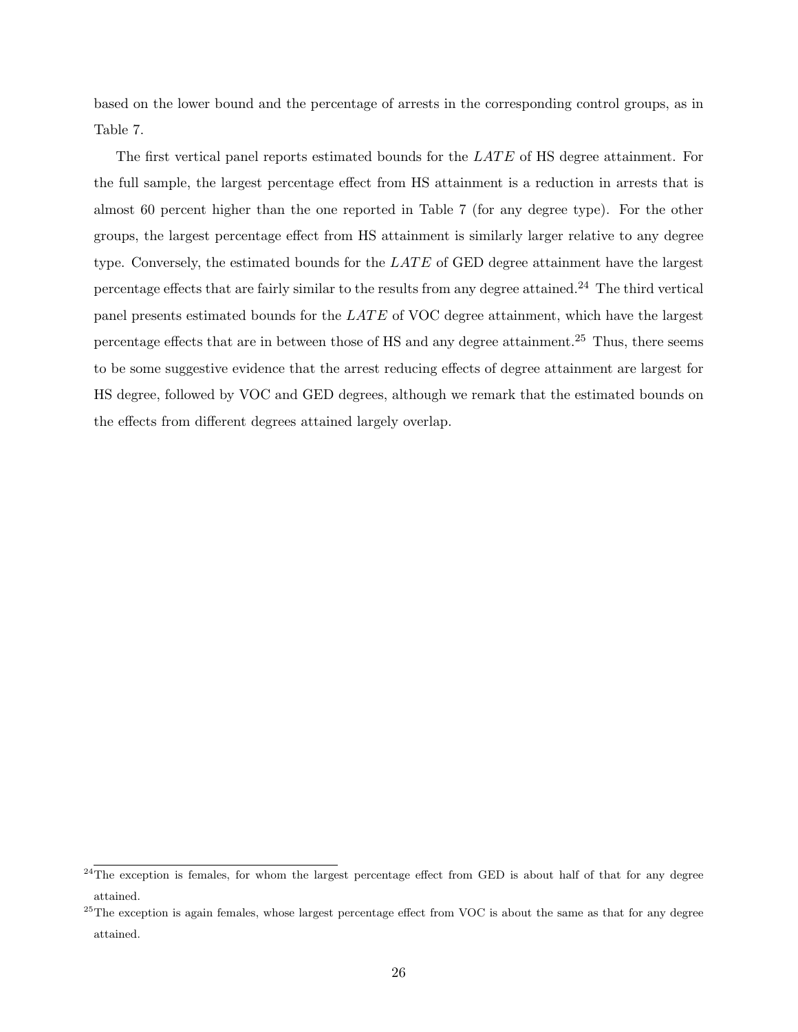based on the lower bound and the percentage of arrests in the corresponding control groups, as in Table 7.

The first vertical panel reports estimated bounds for the $LATE$ of HS degree attainment. For the full sample, the largest percentage effect from HS attainment is a reduction in arrests that is almost 60 percent higher than the one reported in Table 7 (for any degree type). For the other groups, the largest percentage effect from HS attainment is similarly larger relative to any degree type. Conversely, the estimated bounds for the $LATE$ of GED degree attainment have the largest percentage effects that are fairly similar to the results from any degree attained.[24] The third vertical panel presents estimated bounds for the $LATE$ of VOC degree attainment, which have the largest percentage effects that are in between those of HS and any degree attainment.[25] Thus, there seems to be some suggestive evidence that the arrest reducing effects of degree attainment are largest for HS degree, followed by VOC and GED degrees, although we remark that the estimated bounds on the effects from different degrees attained largely overlap.

[24] The exception is females, for whom the largest percentage effect from GED is about half of that for any degree attained.

[25] The exception is again females, whose largest percentage effect from VOC is about the same as that for any degree attained.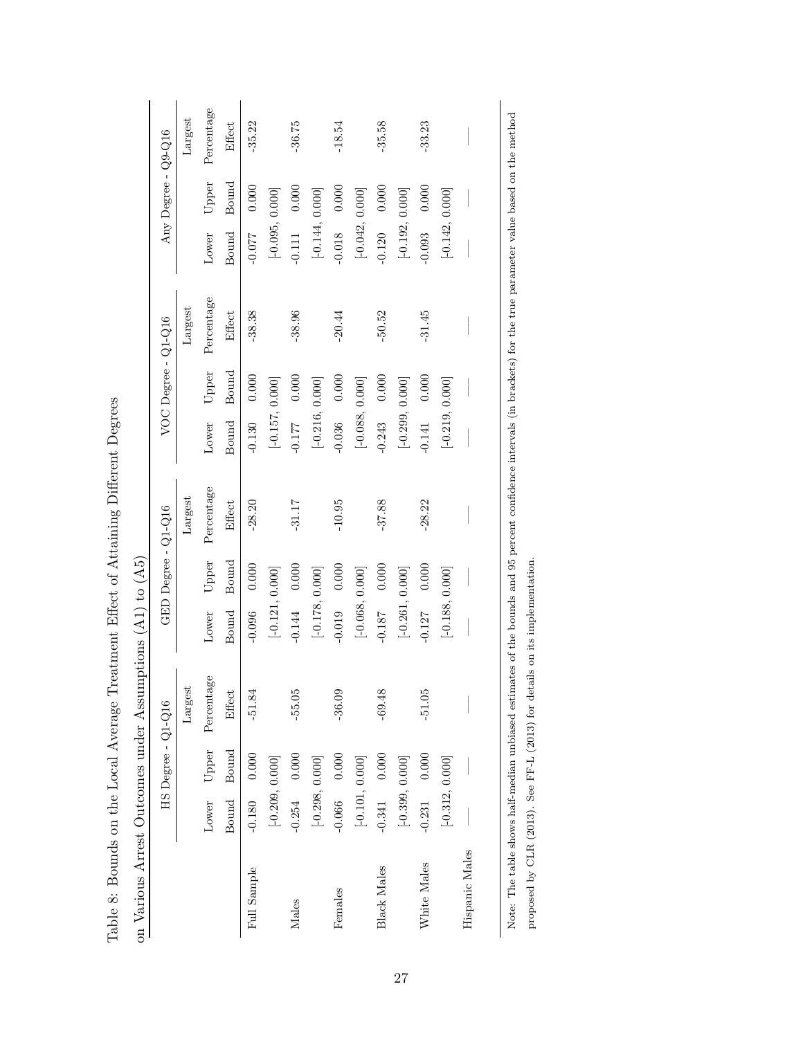Table 8: Bounds on the Local Average Treatment Effect of Attaining Different Degrees on Various Arrest Outcomes under Assumptions (A1) to (A5)

| | HS Degree - Q1-Q16 | | | GED Degree - Q1-Q16 | | | VOC Degree - Q1-Q16 | | | Any Degree - Q9-Q16 | | |
|---|---|---|---|---|---|---|---|---|---|---|---|---|
| | Lower Bound | Upper Bound | Largest Percentage Effect | Lower Bound | Upper Bound | Largest Percentage Effect | Lower Bound | Upper Bound | Largest Percentage Effect | Lower Bound | Upper Bound | Largest Percentage Effect |
| Full Sample | -0.180 | 0.000 | -51.84 | -0.096 | 0.000 | -28.20 | -0.130 | 0.000 | -38.38 | -0.077 | 0.000 | -35.22 |
| | [-0.209, 0.000] | | | [-0.121, 0.000] | | | [-0.157, 0.000] | | | [-0.095, 0.000] | | |
| Males | -0.254 | 0.000 | -55.05 | -0.144 | 0.000 | -31.17 | -0.177 | 0.000 | -38.96 | -0.111 | 0.000 | -36.75 |
| | [-0.298, 0.000] | | | [-0.178, 0.000] | | | [-0.216, 0.000] | | | [-0.144, 0.000] | | |
| Females | -0.066 | 0.000 | -36.09 | -0.019 | 0.000 | -10.95 | -0.036 | 0.000 | -20.44 | -0.018 | 0.000 | -18.54 |
| | [-0.101, 0.000] | | | [-0.068, 0.000] | | | [-0.088, 0.000] | | | [-0.042, 0.000] | | |
| Black Males | -0.341 | 0.000 | -69.48 | -0.187 | 0.000 | -37.88 | -0.243 | 0.000 | -50.52 | -0.120 | 0.000 | -35.58 |
| | [-0.399, 0.000] | | | [-0.261, 0.000] | | | [-0.299, 0.000] | | | [-0.192, 0.000] | | |
| White Males | -0.231 | 0.000 | -51.05 | -0.127 | 0.000 | -28.22 | -0.141 | 0.000 | -31.45 | -0.093 | 0.000 | -33.23 |
| | [-0.312, 0.000] | | | [-0.188, 0.000] | | | [-0.219, 0.000] | | | [-0.142, 0.000] | | |
| Hispanic Males | — | — | — | — | — | — | — | — | — | — | — | — |

Note: The table shows half-median unbiased estimates of the bounds and 95 percent confidence intervals (in brackets) for the true parameter value based on the method proposed by CLR (2013). See FF-L (2013) for details on its implementation.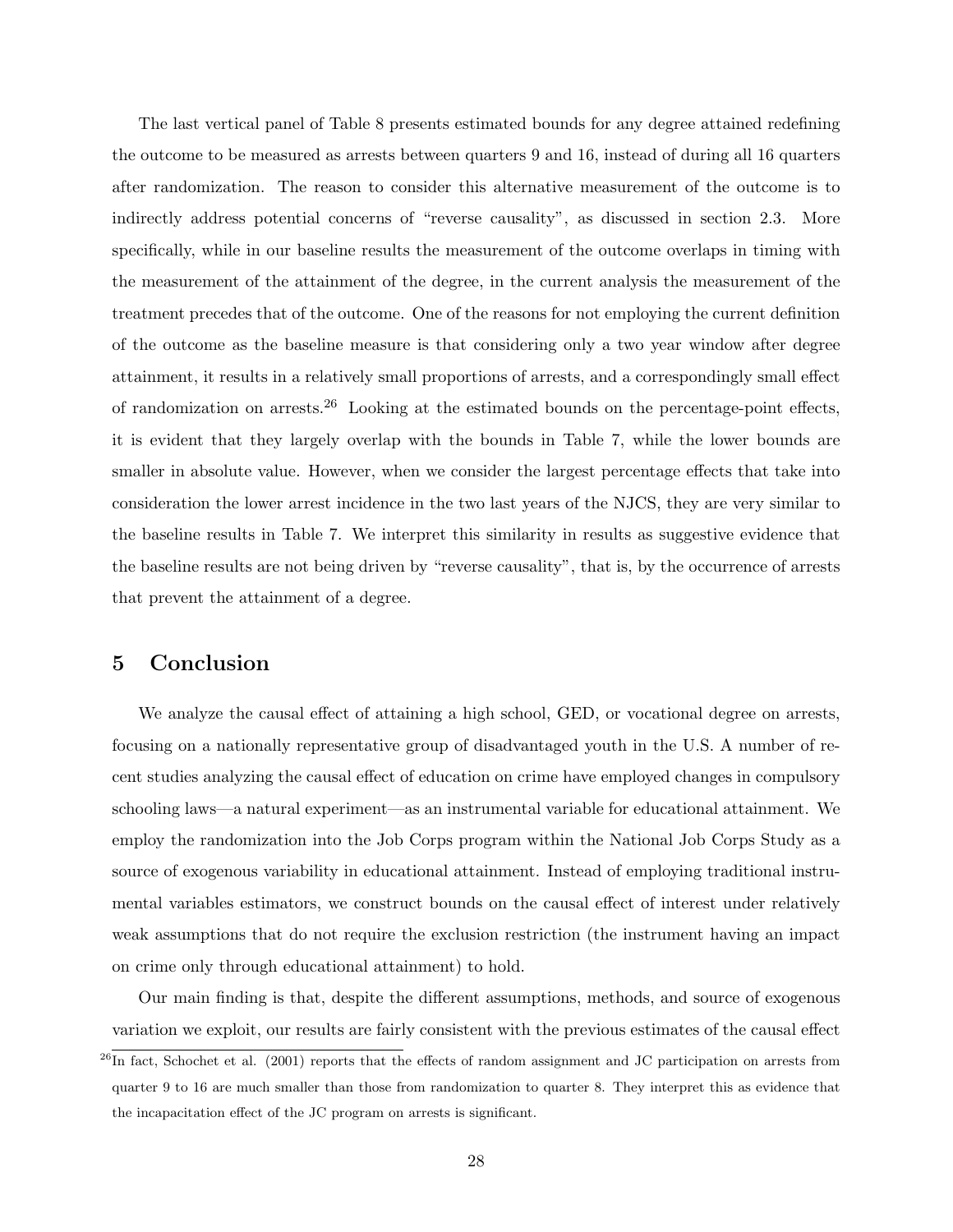The last vertical panel of Table 8 presents estimated bounds for any degree attained redefining the outcome to be measured as arrests between quarters 9 and 16, instead of during all 16 quarters after randomization. The reason to consider this alternative measurement of the outcome is to indirectly address potential concerns of "reverse causality", as discussed in section 2.3. More specifically, while in our baseline results the measurement of the outcome overlaps in timing with the measurement of the attainment of the degree, in the current analysis the measurement of the treatment precedes that of the outcome. One of the reasons for not employing the current definition of the outcome as the baseline measure is that considering only a two year window after degree attainment, it results in a relatively small proportions of arrests, and a correspondingly small effect of randomization on arrests.[26] Looking at the estimated bounds on the percentage-point effects, it is evident that they largely overlap with the bounds in Table 7, while the lower bounds are smaller in absolute value. However, when we consider the largest percentage effects that take into consideration the lower arrest incidence in the two last years of the NJCS, they are very similar to the baseline results in Table 7. We interpret this similarity in results as suggestive evidence that the baseline results are not being driven by "reverse causality", that is, by the occurrence of arrests that prevent the attainment of a degree.

# 5 Conclusion

We analyze the causal effect of attaining a high school, GED, or vocational degree on arrests, focusing on a nationally representative group of disadvantaged youth in the U.S. A number of recent studies analyzing the causal effect of education on crime have employed changes in compulsory schooling laws—a natural experiment—as an instrumental variable for educational attainment. We employ the randomization into the Job Corps program within the National Job Corps Study as a source of exogenous variability in educational attainment. Instead of employing traditional instrumental variables estimators, we construct bounds on the causal effect of interest under relatively weak assumptions that do not require the exclusion restriction (the instrument having an impact on crime only through educational attainment) to hold.

Our main finding is that, despite the different assumptions, methods, and source of exogenous variation we exploit, our results are fairly consistent with the previous estimates of the causal effect

[26] In fact, Schochet et al. (2001) reports that the effects of random assignment and JC participation on arrests from quarter 9 to 16 are much smaller than those from randomization to quarter 8. They interpret this as evidence that the incapacitation effect of the JC program on arrests is significant.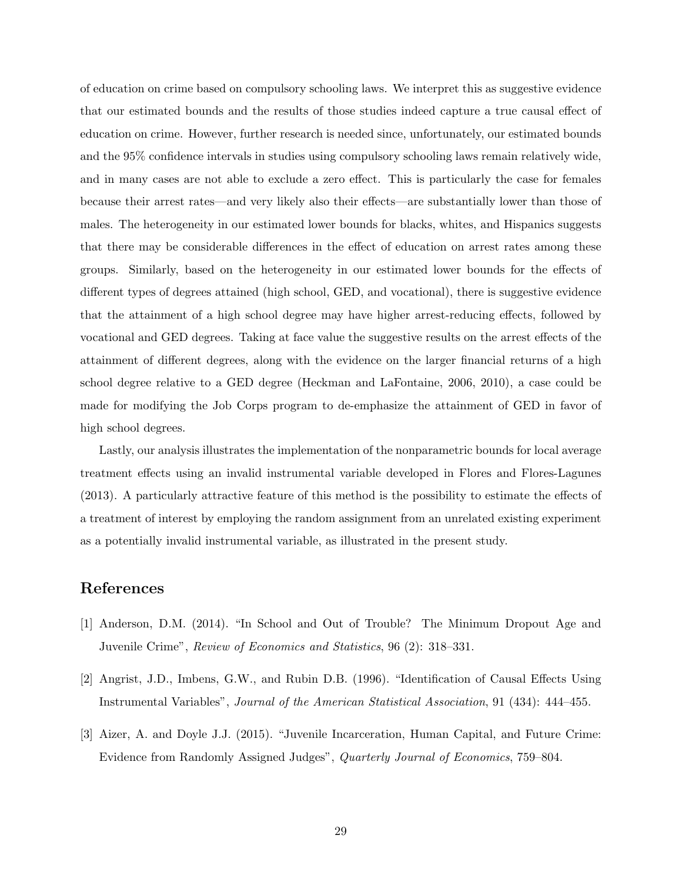of education on crime based on compulsory schooling laws. We interpret this as suggestive evidence that our estimated bounds and the results of those studies indeed capture a true causal effect of education on crime. However, further research is needed since, unfortunately, our estimated bounds and the 95% confidence intervals in studies using compulsory schooling laws remain relatively wide, and in many cases are not able to exclude a zero effect. This is particularly the case for females because their arrest rates—and very likely also their effects—are substantially lower than those of males. The heterogeneity in our estimated lower bounds for blacks, whites, and Hispanics suggests that there may be considerable differences in the effect of education on arrest rates among these groups. Similarly, based on the heterogeneity in our estimated lower bounds for the effects of different types of degrees attained (high school, GED, and vocational), there is suggestive evidence that the attainment of a high school degree may have higher arrest-reducing effects, followed by vocational and GED degrees. Taking at face value the suggestive results on the arrest effects of the attainment of different degrees, along with the evidence on the larger financial returns of a high school degree relative to a GED degree (Heckman and LaFontaine, 2006, 2010), a case could be made for modifying the Job Corps program to de-emphasize the attainment of GED in favor of high school degrees.

Lastly, our analysis illustrates the implementation of the nonparametric bounds for local average treatment effects using an invalid instrumental variable developed in Flores and Flores-Lagunes (2013). A particularly attractive feature of this method is the possibility to estimate the effects of a treatment of interest by employing the random assignment from an unrelated existing experiment as a potentially invalid instrumental variable, as illustrated in the present study.

## References

[1] Anderson, D.M. (2014). "In School and Out of Trouble? The Minimum Dropout Age and Juvenile Crime", *Review of Economics and Statistics*, 96 (2): 318–331.

[2] Angrist, J.D., Imbens, G.W., and Rubin D.B. (1996). "Identification of Causal Effects Using Instrumental Variables", *Journal of the American Statistical Association*, 91 (434): 444–455.

[3] Aizer, A. and Doyle J.J. (2015). "Juvenile Incarceration, Human Capital, and Future Crime: Evidence from Randomly Assigned Judges", *Quarterly Journal of Economics*, 759–804.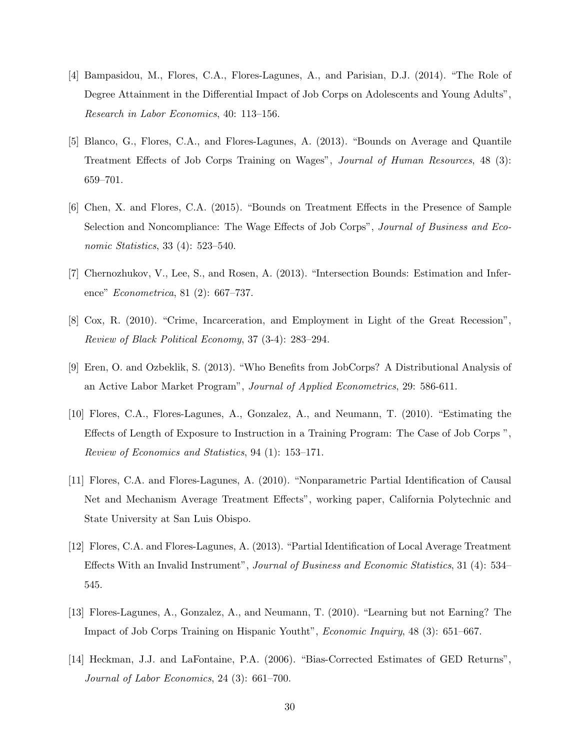[4] Bampasidou, M., Flores, C.A., Flores-Lagunes, A., and Parisian, D.J. (2014). "The Role of Degree Attainment in the Differential Impact of Job Corps on Adolescents and Young Adults", *Research in Labor Economics*, 40: 113–156.

[5] Blanco, G., Flores, C.A., and Flores-Lagunes, A. (2013). "Bounds on Average and Quantile Treatment Effects of Job Corps Training on Wages", *Journal of Human Resources*, 48 (3): 659–701.

[6] Chen, X. and Flores, C.A. (2015). "Bounds on Treatment Effects in the Presence of Sample Selection and Noncompliance: The Wage Effects of Job Corps", *Journal of Business and Economic Statistics*, 33 (4): 523–540.

[7] Chernozhukov, V., Lee, S., and Rosen, A. (2013). "Intersection Bounds: Estimation and Inference" *Econometrica*, 81 (2): 667–737.

[8] Cox, R. (2010). "Crime, Incarceration, and Employment in Light of the Great Recession", *Review of Black Political Economy*, 37 (3-4): 283–294.

[9] Eren, O. and Ozbeklik, S. (2013). "Who Benefits from JobCorps? A Distributional Analysis of an Active Labor Market Program", *Journal of Applied Econometrics*, 29: 586-611.

[10] Flores, C.A., Flores-Lagunes, A., Gonzalez, A., and Neumann, T. (2010). "Estimating the Effects of Length of Exposure to Instruction in a Training Program: The Case of Job Corps ", *Review of Economics and Statistics*, 94 (1): 153–171.

[11] Flores, C.A. and Flores-Lagunes, A. (2010). "Nonparametric Partial Identification of Causal Net and Mechanism Average Treatment Effects", working paper, California Polytechnic and State University at San Luis Obispo.

[12] Flores, C.A. and Flores-Lagunes, A. (2013). "Partial Identification of Local Average Treatment Effects With an Invalid Instrument", *Journal of Business and Economic Statistics*, 31 (4): 534–545.

[13] Flores-Lagunes, A., Gonzalez, A., and Neumann, T. (2010). "Learning but not Earning? The Impact of Job Corps Training on Hispanic Youtht", *Economic Inquiry*, 48 (3): 651–667.

[14] Heckman, J.J. and LaFontaine, P.A. (2006). "Bias-Corrected Estimates of GED Returns", *Journal of Labor Economics*, 24 (3): 661–700.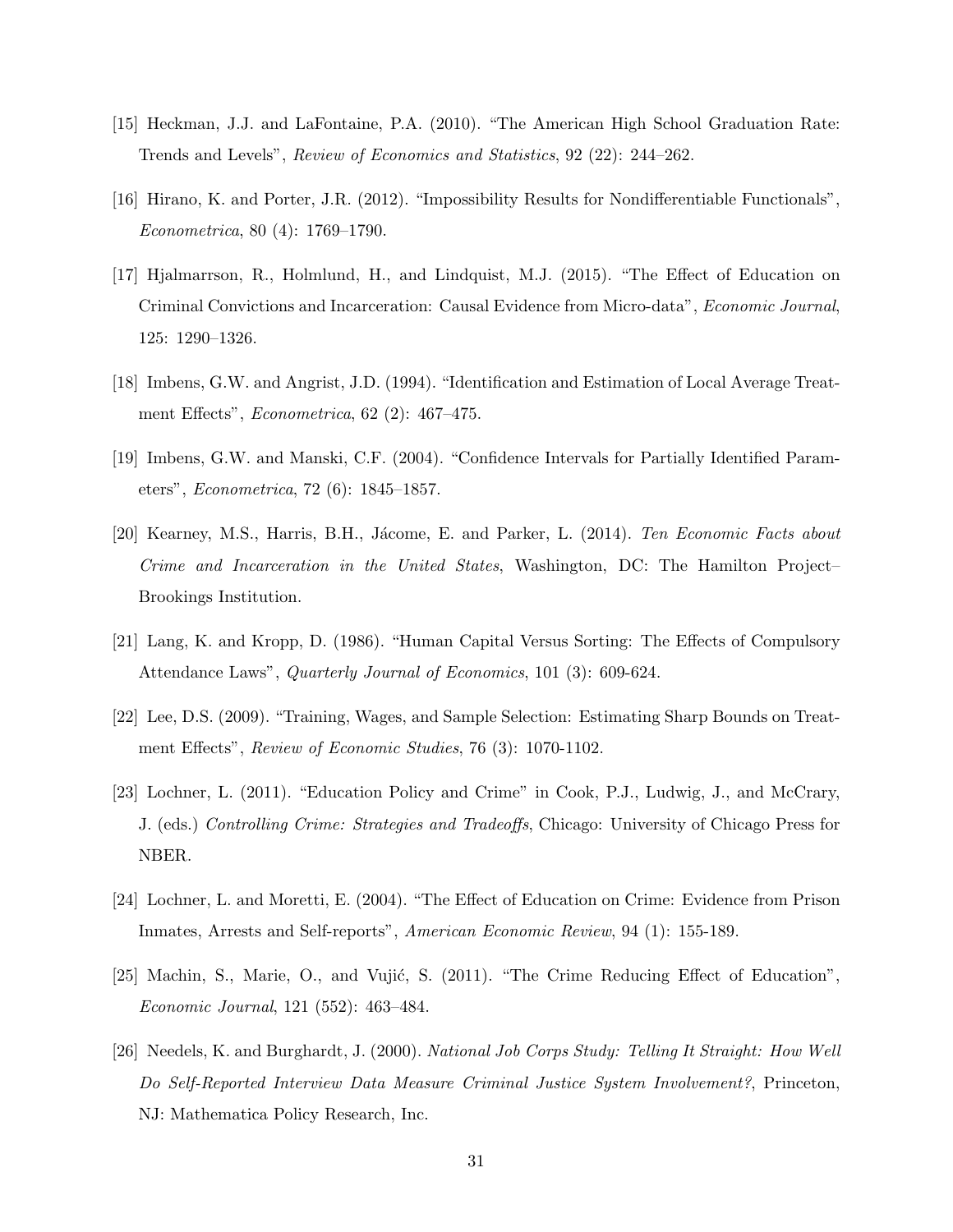[15] Heckman, J.J. and LaFontaine, P.A. (2010). "The American High School Graduation Rate: Trends and Levels", *Review of Economics and Statistics*, 92 (22): 244–262.

[16] Hirano, K. and Porter, J.R. (2012). "Impossibility Results for Nondifferentiable Functionals", *Econometrica*, 80 (4): 1769–1790.

[17] Hjalmarrson, R., Holmlund, H., and Lindquist, M.J. (2015). "The Effect of Education on Criminal Convictions and Incarceration: Causal Evidence from Micro-data", *Economic Journal*, 125: 1290–1326.

[18] Imbens, G.W. and Angrist, J.D. (1994). "Identification and Estimation of Local Average Treatment Effects", *Econometrica*, 62 (2): 467–475.

[19] Imbens, G.W. and Manski, C.F. (2004). "Confidence Intervals for Partially Identified Parameters", *Econometrica*, 72 (6): 1845–1857.

[20] Kearney, M.S., Harris, B.H., Jácome, E. and Parker, L. (2014). *Ten Economic Facts about Crime and Incarceration in the United States*, Washington, DC: The Hamilton Project–Brookings Institution.

[21] Lang, K. and Kropp, D. (1986). "Human Capital Versus Sorting: The Effects of Compulsory Attendance Laws", *Quarterly Journal of Economics*, 101 (3): 609-624.

[22] Lee, D.S. (2009). "Training, Wages, and Sample Selection: Estimating Sharp Bounds on Treatment Effects", *Review of Economic Studies*, 76 (3): 1070-1102.

[23] Lochner, L. (2011). "Education Policy and Crime" in Cook, P.J., Ludwig, J., and McCrary, J. (eds.) *Controlling Crime: Strategies and Tradeoffs*, Chicago: University of Chicago Press for NBER.

[24] Lochner, L. and Moretti, E. (2004). "The Effect of Education on Crime: Evidence from Prison Inmates, Arrests and Self-reports", *American Economic Review*, 94 (1): 155-189.

[25] Machin, S., Marie, O., and Vujić, S. (2011). "The Crime Reducing Effect of Education", *Economic Journal*, 121 (552): 463–484.

[26] Needels, K. and Burghardt, J. (2000). *National Job Corps Study: Telling It Straight: How Well Do Self-Reported Interview Data Measure Criminal Justice System Involvement?*, Princeton, NJ: Mathematica Policy Research, Inc.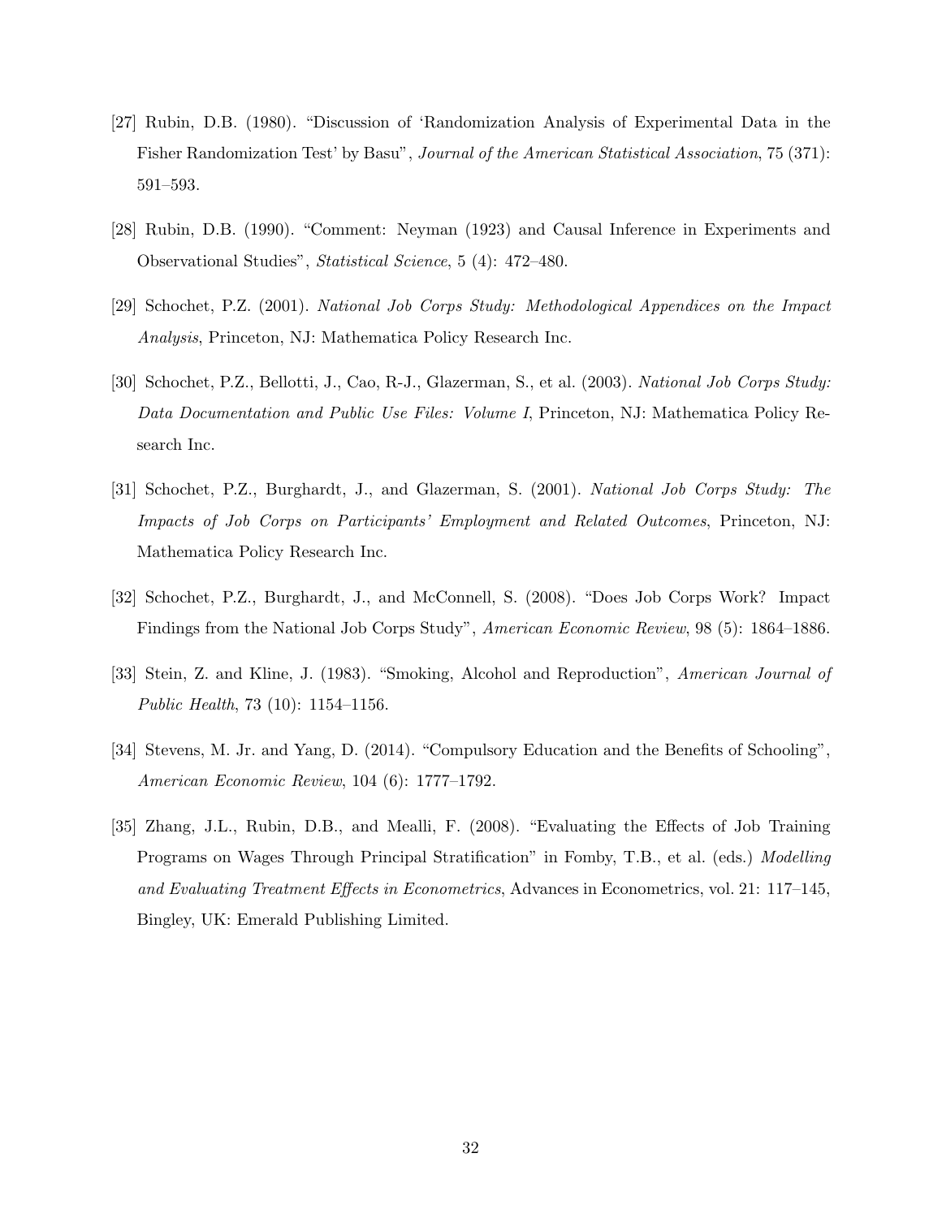[27] Rubin, D.B. (1980). "Discussion of 'Randomization Analysis of Experimental Data in the Fisher Randomization Test' by Basu", *Journal of the American Statistical Association*, 75 (371): 591–593.

[28] Rubin, D.B. (1990). "Comment: Neyman (1923) and Causal Inference in Experiments and Observational Studies", *Statistical Science*, 5 (4): 472–480.

[29] Schochet, P.Z. (2001). *National Job Corps Study: Methodological Appendices on the Impact Analysis*, Princeton, NJ: Mathematica Policy Research Inc.

[30] Schochet, P.Z., Bellotti, J., Cao, R-J., Glazerman, S., et al. (2003). *National Job Corps Study: Data Documentation and Public Use Files: Volume I*, Princeton, NJ: Mathematica Policy Research Inc.

[31] Schochet, P.Z., Burghardt, J., and Glazerman, S. (2001). *National Job Corps Study: The Impacts of Job Corps on Participants' Employment and Related Outcomes*, Princeton, NJ: Mathematica Policy Research Inc.

[32] Schochet, P.Z., Burghardt, J., and McConnell, S. (2008). "Does Job Corps Work? Impact Findings from the National Job Corps Study", *American Economic Review*, 98 (5): 1864–1886.

[33] Stein, Z. and Kline, J. (1983). "Smoking, Alcohol and Reproduction", *American Journal of Public Health*, 73 (10): 1154–1156.

[34] Stevens, M. Jr. and Yang, D. (2014). "Compulsory Education and the Benefits of Schooling", *American Economic Review*, 104 (6): 1777–1792.

[35] Zhang, J.L., Rubin, D.B., and Mealli, F. (2008). "Evaluating the Effects of Job Training Programs on Wages Through Principal Stratification" in Fomby, T.B., et al. (eds.) *Modelling and Evaluating Treatment Effects in Econometrics*, Advances in Econometrics, vol. 21: 117–145, Bingley, UK: Emerald Publishing Limited.